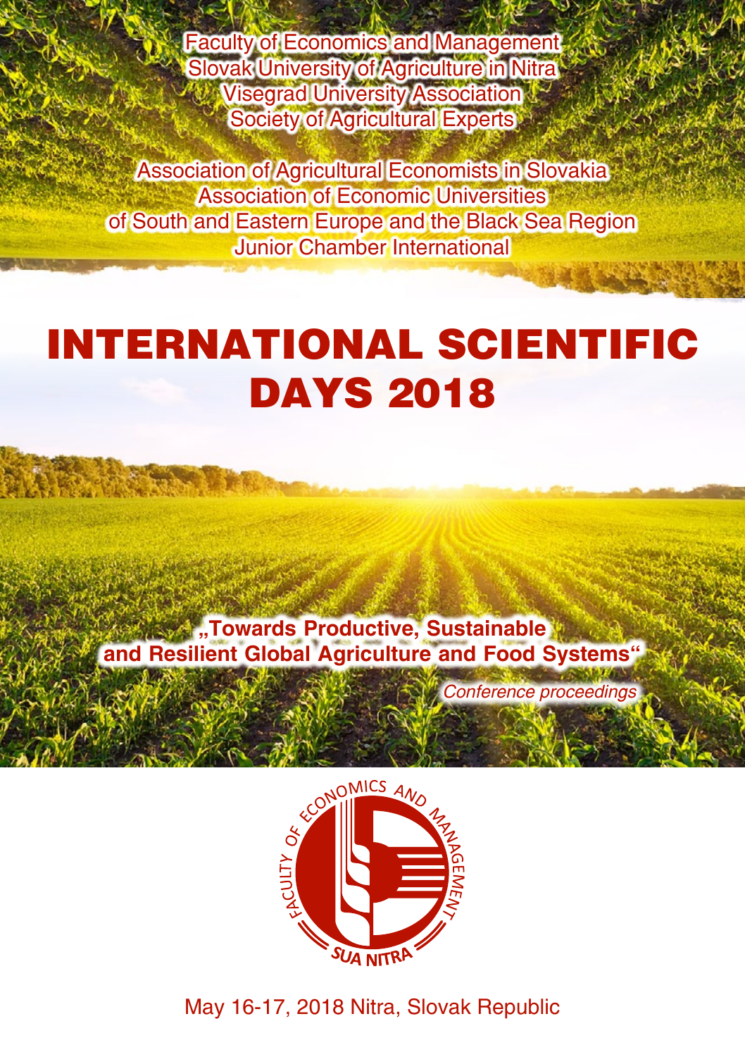Faculty of Economics and Management
Slovak University of Agriculture in Nitra
Visegrad University Association
Society of Agricultural Experts

Association of Agricultural Economists in Slovakia
Association of Economic Universities
of South and Eastern Europe and the Black Sea Region
Junior Chamber International

# INTERNATIONAL SCIENTIFIC DAYS 2018

**„Towards Productive, Sustainable and Resilient Global Agriculture and Food Systems"**

*Conference proceedings*

FACULTY OF ECONOMICS AND MANAGEMENT
SUA NITRA

May 16-17, 2018 Nitra, Slovak Republic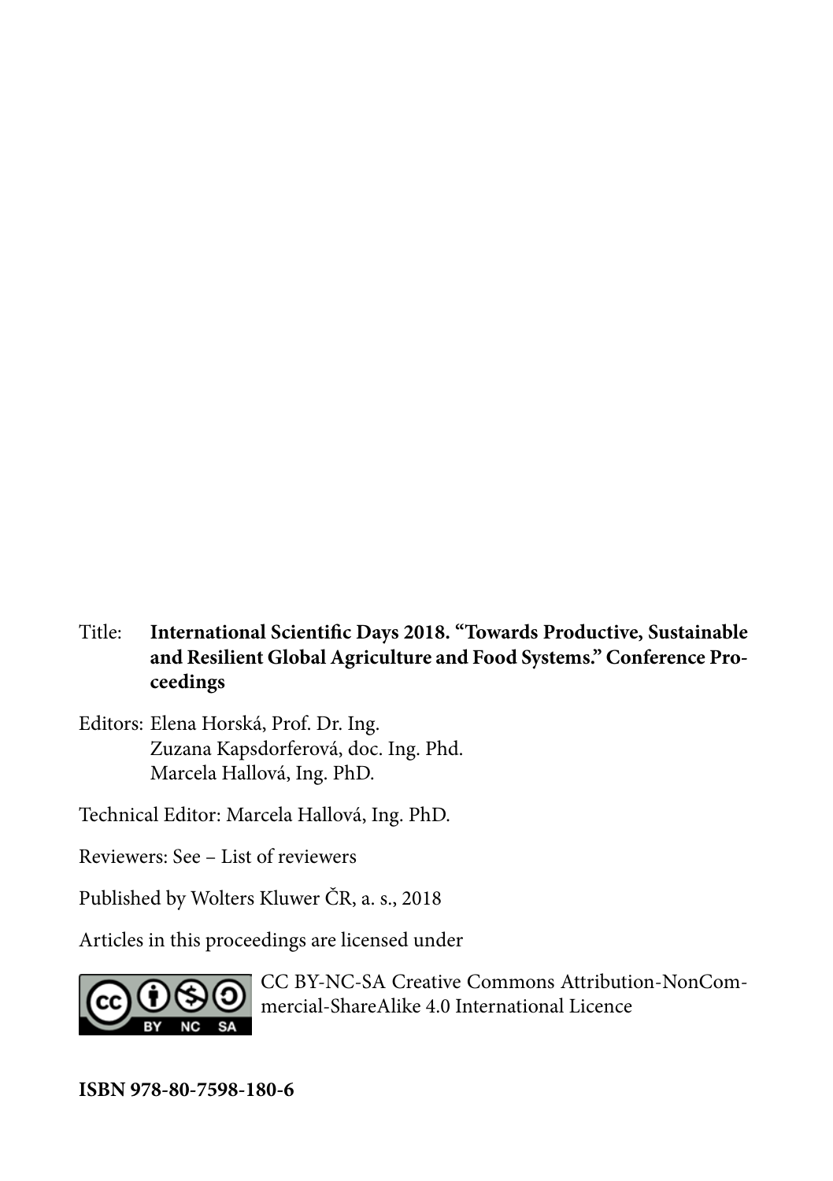Title: **International Scientific Days 2018. "Towards Productive, Sustainable and Resilient Global Agriculture and Food Systems." Conference Proceedings**

Editors: Elena Horská, Prof. Dr. Ing.
Zuzana Kapsdorferová, doc. Ing. Phd.
Marcela Hallová, Ing. PhD.

Technical Editor: Marcela Hallová, Ing. PhD.

Reviewers: See – List of reviewers

Published by Wolters Kluwer ČR, a. s., 2018

Articles in this proceedings are licensed under

CC BY-NC-SA Creative Commons Attribution-NonCommercial-ShareAlike 4.0 International Licence

**ISBN 978-80-7598-180-6**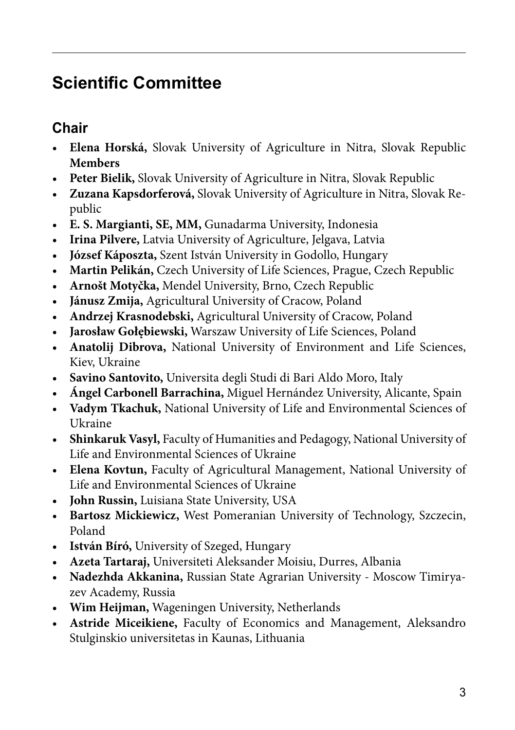# Scientific Committee

## Chair

- **Elena Horská,** Slovak University of Agriculture in Nitra, Slovak Republic

**Members**

- **Peter Bielik,** Slovak University of Agriculture in Nitra, Slovak Republic
- **Zuzana Kapsdorferová,** Slovak University of Agriculture in Nitra, Slovak Republic
- **E. S. Margianti, SE, MM,** Gunadarma University, Indonesia
- **Irina Pilvere,** Latvia University of Agriculture, Jelgava, Latvia
- **József Káposzta,** Szent István University in Godollo, Hungary
- **Martin Pelikán,** Czech University of Life Sciences, Prague, Czech Republic
- **Arnošt Motyčka,** Mendel University, Brno, Czech Republic
- **Jánusz Zmija,** Agricultural University of Cracow, Poland
- **Andrzej Krasnodebski,** Agricultural University of Cracow, Poland
- **Jarosław Gołębiewski,** Warszaw University of Life Sciences, Poland
- **Anatolij Dibrova,** National University of Environment and Life Sciences, Kiev, Ukraine
- **Savino Santovito,** Universita degli Studi di Bari Aldo Moro, Italy
- **Ángel Carbonell Barrachina,** Miguel Hernández University, Alicante, Spain
- **Vadym Tkachuk,** National University of Life and Environmental Sciences of Ukraine
- **Shinkaruk Vasyl,** Faculty of Humanities and Pedagogy, National University of Life and Environmental Sciences of Ukraine
- **Elena Kovtun,** Faculty of Agricultural Management, National University of Life and Environmental Sciences of Ukraine
- **John Russin,** Luisiana State University, USA
- **Bartosz Mickiewicz,** West Pomeranian University of Technology, Szczecin, Poland
- **István Bíró,** University of Szeged, Hungary
- **Azeta Tartaraj,** Universiteti Aleksander Moisiu, Durres, Albania
- **Nadezhda Akkanina,** Russian State Agrarian University - Moscow Timiryazev Academy, Russia
- **Wim Heijman,** Wageningen University, Netherlands
- **Astride Miceikiene,** Faculty of Economics and Management, Aleksandro Stulginskio universitetas in Kaunas, Lithuania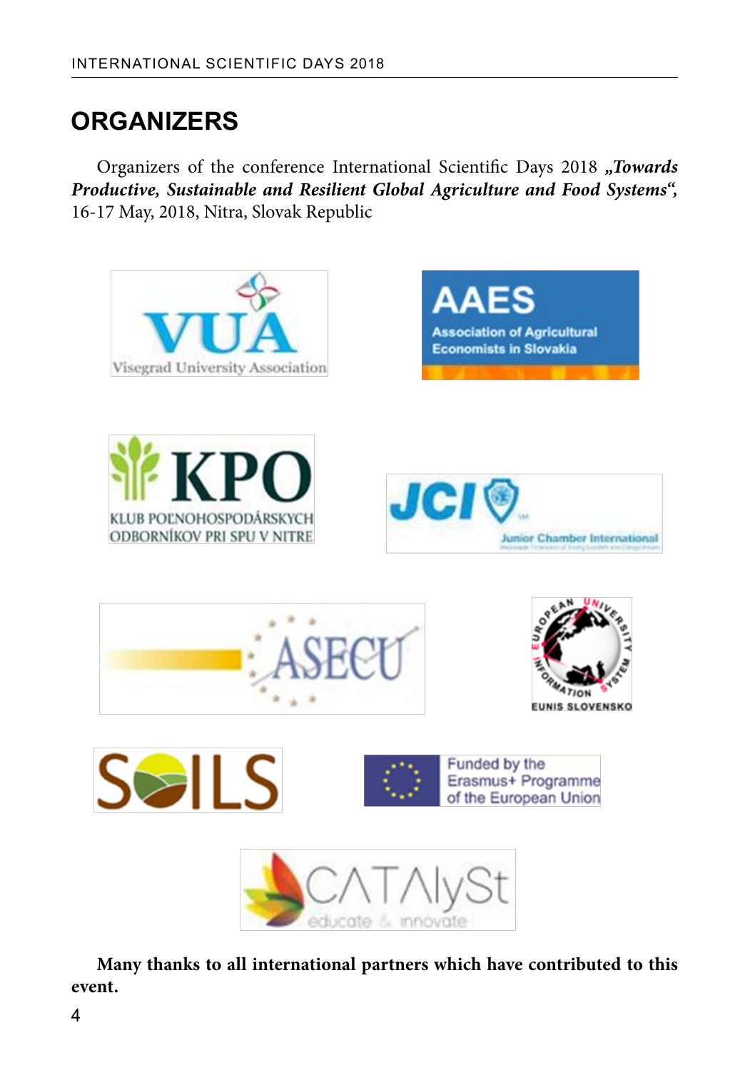## ORGANIZERS

Organizers of the conference International Scientific Days 2018 ***„Towards Productive, Sustainable and Resilient Global Agriculture and Food Systems“,*** 16-17 May, 2018, Nitra, Slovak Republic

**Many thanks to all international partners which have contributed to this event.**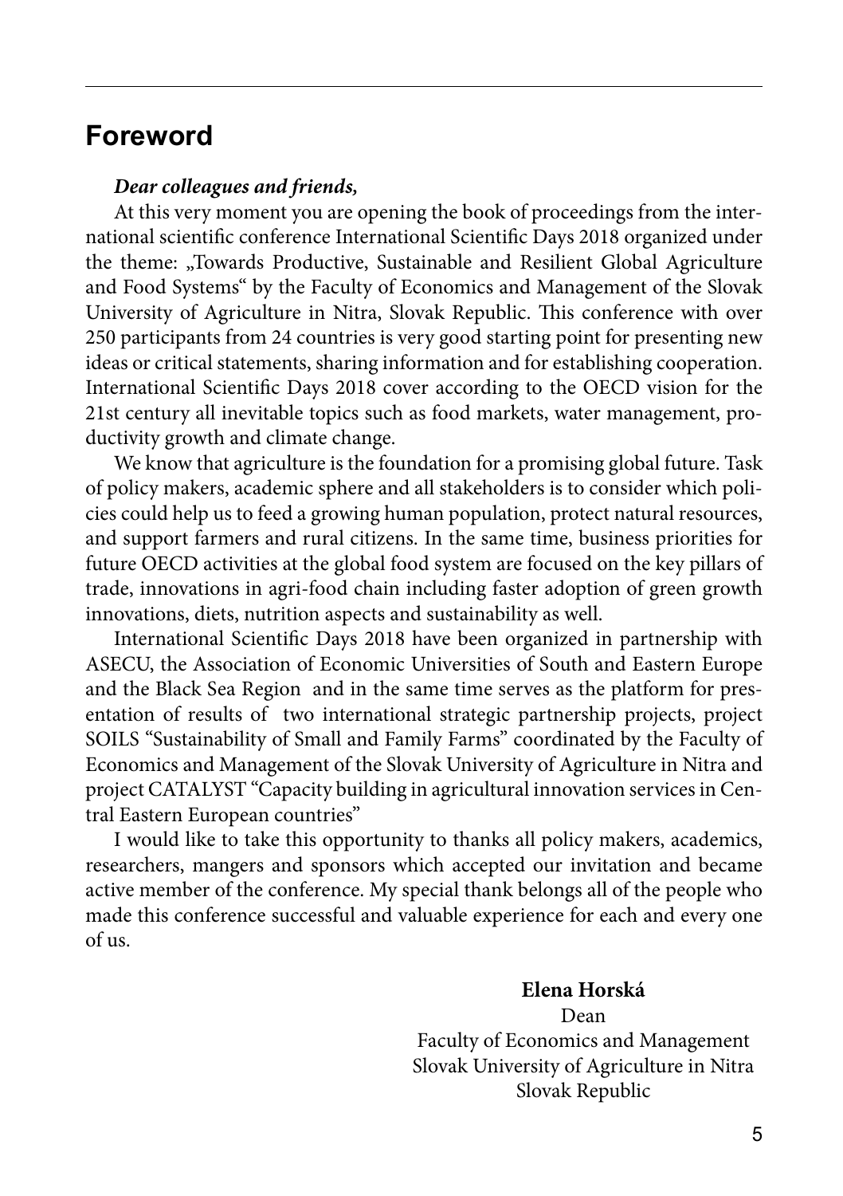## Foreword

***Dear colleagues and friends,***

At this very moment you are opening the book of proceedings from the international scientific conference International Scientific Days 2018 organized under the theme: „Towards Productive, Sustainable and Resilient Global Agriculture and Food Systems" by the Faculty of Economics and Management of the Slovak University of Agriculture in Nitra, Slovak Republic. This conference with over 250 participants from 24 countries is very good starting point for presenting new ideas or critical statements, sharing information and for establishing cooperation. International Scientific Days 2018 cover according to the OECD vision for the 21st century all inevitable topics such as food markets, water management, productivity growth and climate change.

We know that agriculture is the foundation for a promising global future. Task of policy makers, academic sphere and all stakeholders is to consider which policies could help us to feed a growing human population, protect natural resources, and support farmers and rural citizens. In the same time, business priorities for future OECD activities at the global food system are focused on the key pillars of trade, innovations in agri-food chain including faster adoption of green growth innovations, diets, nutrition aspects and sustainability as well.

International Scientific Days 2018 have been organized in partnership with ASECU, the Association of Economic Universities of South and Eastern Europe and the Black Sea Region and in the same time serves as the platform for presentation of results of two international strategic partnership projects, project SOILS "Sustainability of Small and Family Farms" coordinated by the Faculty of Economics and Management of the Slovak University of Agriculture in Nitra and project CATALYST "Capacity building in agricultural innovation services in Central Eastern European countries"

I would like to take this opportunity to thanks all policy makers, academics, researchers, mangers and sponsors which accepted our invitation and became active member of the conference. My special thank belongs all of the people who made this conference successful and valuable experience for each and every one of us.

**Elena Horská**
Dean
Faculty of Economics and Management
Slovak University of Agriculture in Nitra
Slovak Republic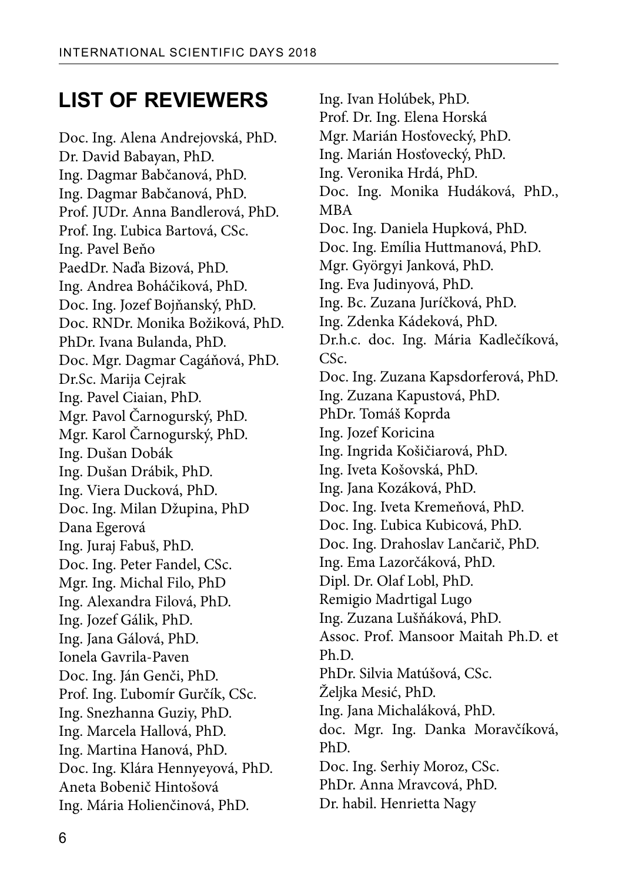## LIST OF REVIEWERS

Doc. Ing. Alena Andrejovská, PhD.
Dr. David Babayan, PhD.
Ing. Dagmar Babčanová, PhD.
Ing. Dagmar Babčanová, PhD.
Prof. JUDr. Anna Bandlerová, PhD.
Prof. Ing. Ľubica Bartová, CSc.
Ing. Pavel Beňo
PaedDr. Naďa Bizová, PhD.
Ing. Andrea Boháčiková, PhD.
Doc. Ing. Jozef Bojňanský, PhD.
Doc. RNDr. Monika Božiková, PhD.
PhDr. Ivana Bulanda, PhD.
Doc. Mgr. Dagmar Cagáňová, PhD.
Dr.Sc. Marija Cejrak
Ing. Pavel Ciaian, PhD.
Mgr. Pavol Čarnogurský, PhD.
Mgr. Karol Čarnogurský, PhD.
Ing. Dušan Dobák
Ing. Dušan Drábik, PhD.
Ing. Viera Ducková, PhD.
Doc. Ing. Milan Džupina, PhD
Dana Egerová
Ing. Juraj Fabuš, PhD.
Doc. Ing. Peter Fandel, CSc.
Mgr. Ing. Michal Filo, PhD
Ing. Alexandra Filová, PhD.
Ing. Jozef Gálik, PhD.
Ing. Jana Gálová, PhD.
Ionela Gavrila-Paven
Doc. Ing. Ján Genči, PhD.
Prof. Ing. Ľubomír Gurčík, CSc.
Ing. Snezhanna Guziy, PhD.
Ing. Marcela Hallová, PhD.
Ing. Martina Hanová, PhD.
Doc. Ing. Klára Hennyeyová, PhD.
Aneta Bobenič Hintošová
Ing. Mária Holienčinová, PhD.
Ing. Ivan Holúbek, PhD.
Prof. Dr. Ing. Elena Horská
Mgr. Marián Hosťovecký, PhD.
Ing. Marián Hosťovecký, PhD.
Ing. Veronika Hrdá, PhD.
Doc. Ing. Monika Hudáková, PhD., MBA
Doc. Ing. Daniela Hupková, PhD.
Doc. Ing. Emília Huttmanová, PhD.
Mgr. Györgyi Janková, PhD.
Ing. Eva Judinyová, PhD.
Ing. Bc. Zuzana Juríčková, PhD.
Ing. Zdenka Kádeková, PhD.
Dr.h.c. doc. Ing. Mária Kadlečíková, CSc.
Doc. Ing. Zuzana Kapsdorferová, PhD.
Ing. Zuzana Kapustová, PhD.
PhDr. Tomáš Koprda
Ing. Jozef Koricina
Ing. Ingrida Košičiarová, PhD.
Ing. Iveta Košovská, PhD.
Ing. Jana Kozáková, PhD.
Doc. Ing. Iveta Kremeňová, PhD.
Doc. Ing. Ľubica Kubicová, PhD.
Doc. Ing. Drahoslav Lančarič, PhD.
Ing. Ema Lazorčáková, PhD.
Dipl. Dr. Olaf Lobl, PhD.
Remigio Madrtigal Lugo
Ing. Zuzana Lušňáková, PhD.
Assoc. Prof. Mansoor Maitah Ph.D. et Ph.D.
PhDr. Silvia Matúšová, CSc.
Željka Mesić, PhD.
Ing. Jana Michaláková, PhD.
doc. Mgr. Ing. Danka Moravčíková, PhD.
Doc. Ing. Serhiy Moroz, CSc.
PhDr. Anna Mravcová, PhD.
Dr. habil. Henrietta Nagy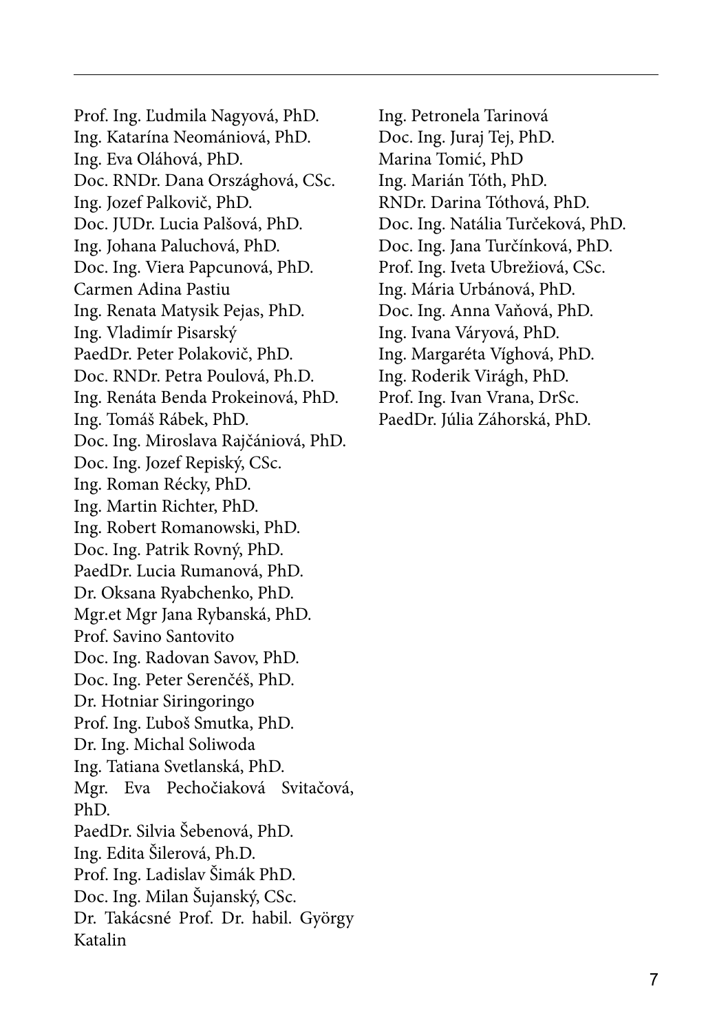Prof. Ing. Ľudmila Nagyová, PhD.
Ing. Katarína Neomániová, PhD.
Ing. Eva Oláhová, PhD.
Doc. RNDr. Dana Országhová, CSc.
Ing. Jozef Palkovič, PhD.
Doc. JUDr. Lucia Palšová, PhD.
Ing. Johana Paluchová, PhD.
Doc. Ing. Viera Papcunová, PhD.
Carmen Adina Pastiu
Ing. Renata Matysik Pejas, PhD.
Ing. Vladimír Pisarský
PaedDr. Peter Polakovič, PhD.
Doc. RNDr. Petra Poulová, Ph.D.
Ing. Renáta Benda Prokeinová, PhD.
Ing. Tomáš Rábek, PhD.
Doc. Ing. Miroslava Rajčániová, PhD.
Doc. Ing. Jozef Repiský, CSc.
Ing. Roman Récky, PhD.
Ing. Martin Richter, PhD.
Ing. Robert Romanowski, PhD.
Doc. Ing. Patrik Rovný, PhD.
PaedDr. Lucia Rumanová, PhD.
Dr. Oksana Ryabchenko, PhD.
Mgr.et Mgr Jana Rybanská, PhD.
Prof. Savino Santovito
Doc. Ing. Radovan Savov, PhD.
Doc. Ing. Peter Serenčéš, PhD.
Dr. Hotniar Siringoringo
Prof. Ing. Ľuboš Smutka, PhD.
Dr. Ing. Michal Soliwoda
Ing. Tatiana Svetlanská, PhD.
Mgr. Eva Pechočiaková Svitačová, PhD.
PaedDr. Silvia Šebenová, PhD.
Ing. Edita Šilerová, Ph.D.
Prof. Ing. Ladislav Šimák PhD.
Doc. Ing. Milan Šujanský, CSc.
Dr. Takácsné Prof. Dr. habil. György Katalin
Ing. Petronela Tarinová
Doc. Ing. Juraj Tej, PhD.
Marina Tomić, PhD
Ing. Marián Tóth, PhD.
RNDr. Darina Tóthová, PhD.
Doc. Ing. Natália Turčeková, PhD.
Doc. Ing. Jana Turčínková, PhD.
Prof. Ing. Iveta Ubrežiová, CSc.
Ing. Mária Urbánová, PhD.
Doc. Ing. Anna Vaňová, PhD.
Ing. Ivana Váryová, PhD.
Ing. Margaréta Víghová, PhD.
Ing. Roderik Virágh, PhD.
Prof. Ing. Ivan Vrana, DrSc.
PaedDr. Júlia Záhorská, PhD.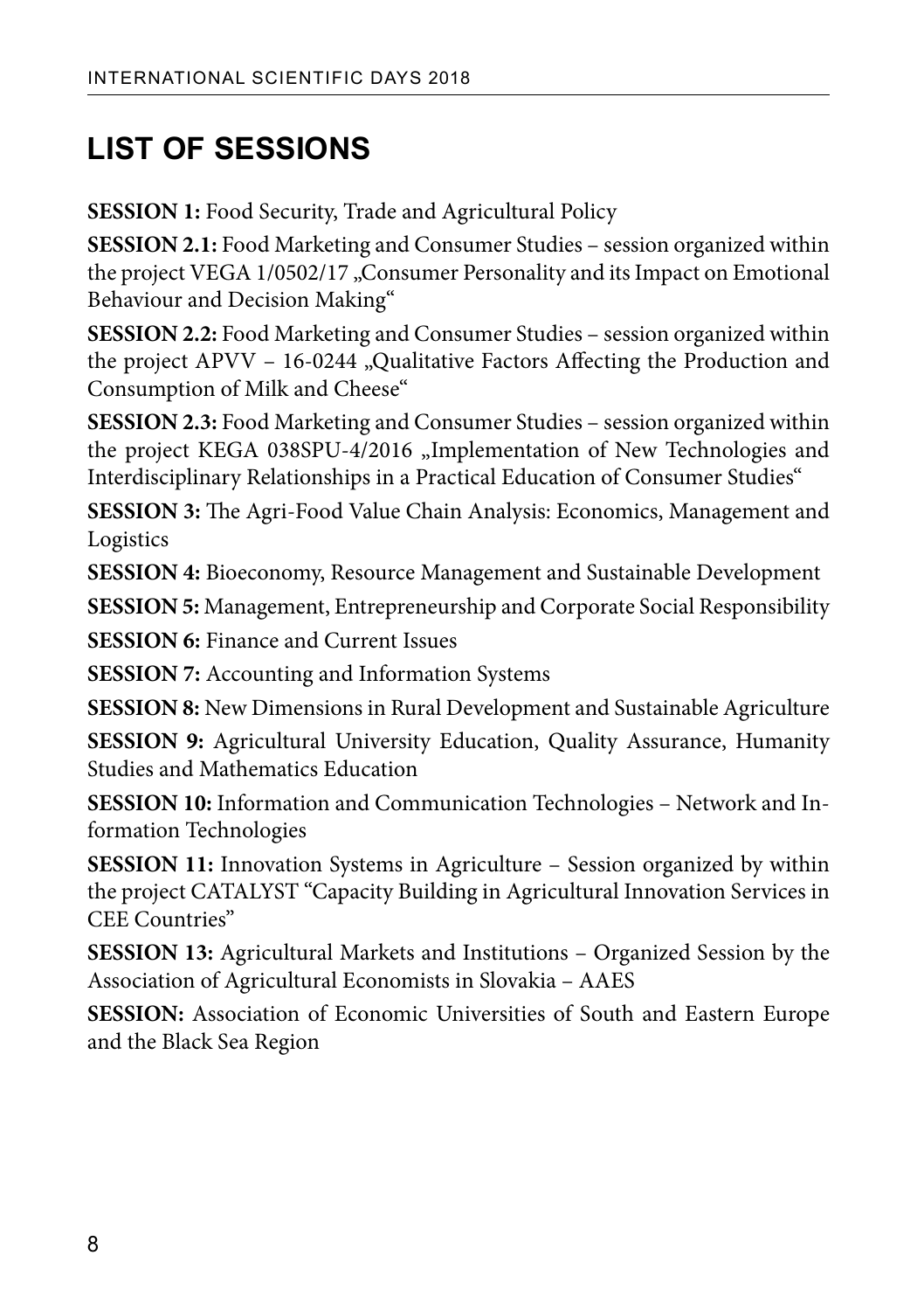# LIST OF SESSIONS

**SESSION 1:** Food Security, Trade and Agricultural Policy

**SESSION 2.1:** Food Marketing and Consumer Studies – session organized within the project VEGA 1/0502/17 „Consumer Personality and its Impact on Emotional Behaviour and Decision Making"

**SESSION 2.2:** Food Marketing and Consumer Studies – session organized within the project APVV – 16-0244 „Qualitative Factors Affecting the Production and Consumption of Milk and Cheese"

**SESSION 2.3:** Food Marketing and Consumer Studies – session organized within the project KEGA 038SPU-4/2016 „Implementation of New Technologies and Interdisciplinary Relationships in a Practical Education of Consumer Studies"

**SESSION 3:** The Agri-Food Value Chain Analysis: Economics, Management and Logistics

**SESSION 4:** Bioeconomy, Resource Management and Sustainable Development

**SESSION 5:** Management, Entrepreneurship and Corporate Social Responsibility

**SESSION 6:** Finance and Current Issues

**SESSION 7:** Accounting and Information Systems

**SESSION 8:** New Dimensions in Rural Development and Sustainable Agriculture

**SESSION 9:** Agricultural University Education, Quality Assurance, Humanity Studies and Mathematics Education

**SESSION 10:** Information and Communication Technologies – Network and Information Technologies

**SESSION 11:** Innovation Systems in Agriculture – Session organized by within the project CATALYST "Capacity Building in Agricultural Innovation Services in CEE Countries"

**SESSION 13:** Agricultural Markets and Institutions – Organized Session by the Association of Agricultural Economists in Slovakia – AAES

**SESSION:** Association of Economic Universities of South and Eastern Europe and the Black Sea Region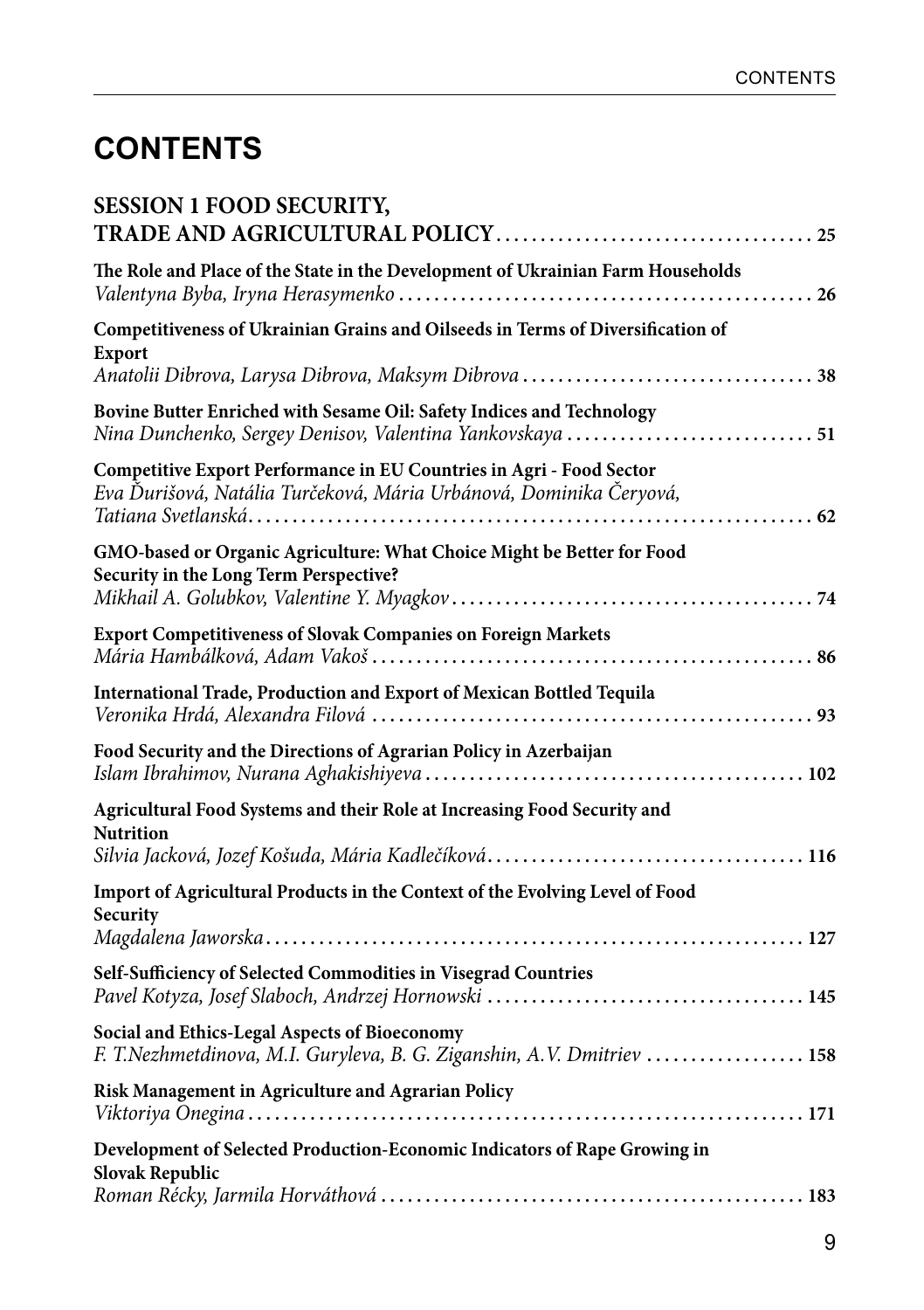# CONTENTS

**SESSION 1 FOOD SECURITY, TRADE AND AGRICULTURAL POLICY** .................................... **25**

**The Role and Place of the State in the Development of Ukrainian Farm Households**
*Valentyna Byba, Iryna Herasymenko* ............................................... **26**

**Competitiveness of Ukrainian Grains and Oilseeds in Terms of Diversification of Export**
*Anatolii Dibrova, Larysa Dibrova, Maksym Dibrova* ................................. **38**

**Bovine Butter Enriched with Sesame Oil: Safety Indices and Technology**
*Nina Dunchenko, Sergey Denisov, Valentina Yankovskaya* ............................ **51**

**Competitive Export Performance in EU Countries in Agri - Food Sector**
*Eva Ďurišová, Natália Turčeková, Mária Urbánová, Dominika Čeryová, Tatiana Svetlanská* ............................................................... **62**

**GMO-based or Organic Agriculture: What Choice Might be Better for Food Security in the Long Term Perspective?**
*Mikhail A. Golubkov, Valentine Y. Myagkov* ......................................... **74**

**Export Competitiveness of Slovak Companies on Foreign Markets**
*Mária Hambálková, Adam Vakoš* .................................................. **86**

**International Trade, Production and Export of Mexican Bottled Tequila**
*Veronika Hrdá, Alexandra Filová* .................................................. **93**

**Food Security and the Directions of Agrarian Policy in Azerbaijan**
*Islam Ibrahimov, Nurana Aghakishiyeva* ........................................... **102**

**Agricultural Food Systems and their Role at Increasing Food Security and Nutrition**
*Silvia Jacková, Jozef Košuda, Mária Kadlečíková* .................................... **116**

**Import of Agricultural Products in the Context of the Evolving Level of Food Security**
*Magdalena Jaworska* ............................................................. **127**

**Self-Sufficiency of Selected Commodities in Visegrad Countries**
*Pavel Kotyza, Josef Slaboch, Andrzej Hornowski* .................................... **145**

**Social and Ethics-Legal Aspects of Bioeconomy**
*F. T.Nezhmetdinova, M.I. Guryleva, B. G. Ziganshin, A.V. Dmitriev* .................. **158**

**Risk Management in Agriculture and Agrarian Policy**
*Viktoriya Onegina* ............................................................... **171**

**Development of Selected Production-Economic Indicators of Rape Growing in Slovak Republic**
*Roman Récky, Jarmila Horváthová* ................................................ **183**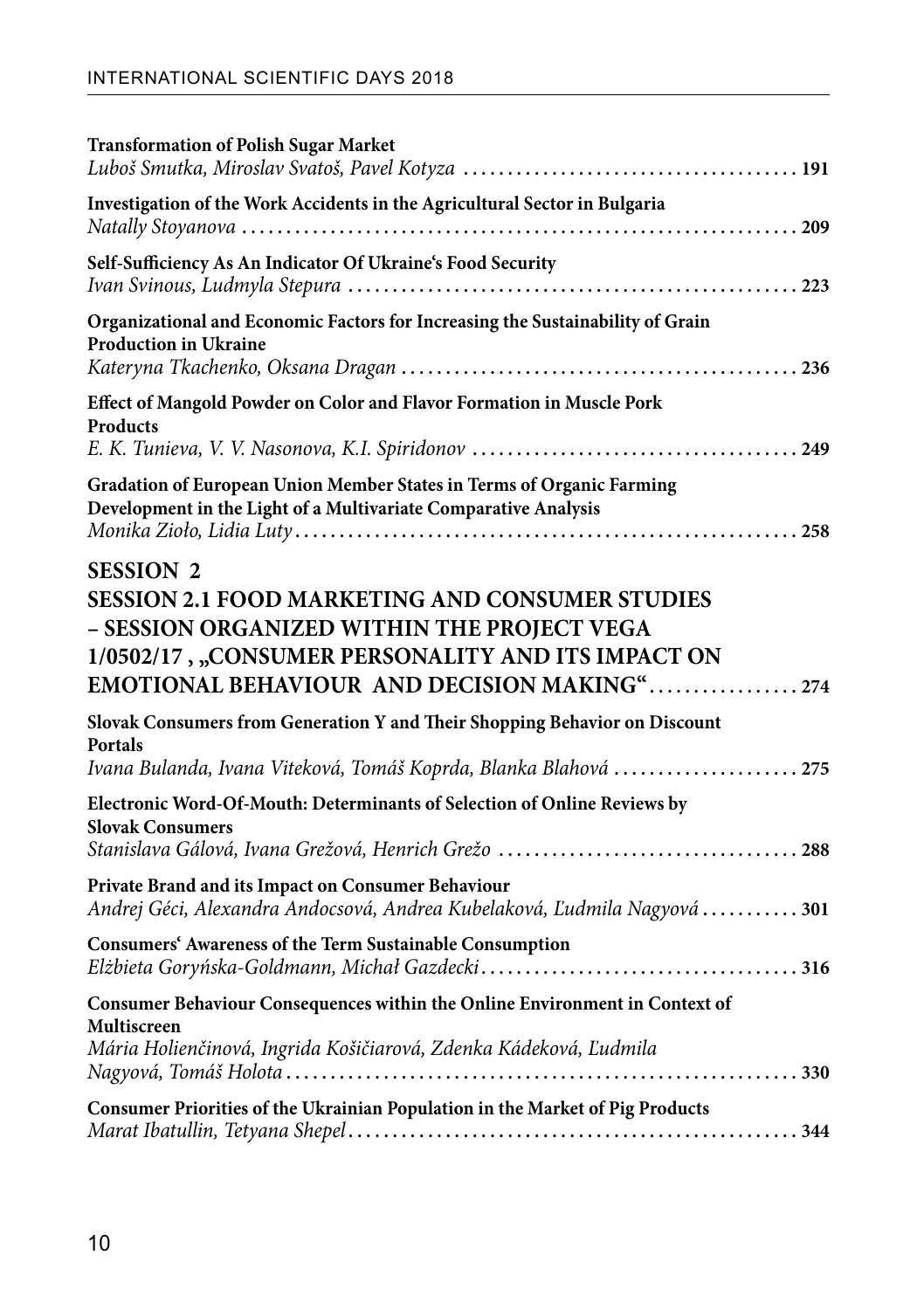**Transformation of Polish Sugar Market**
*Luboš Smutka, Miroslav Svatoš, Pavel Kotyza* ....................................... **191**

**Investigation of the Work Accidents in the Agricultural Sector in Bulgaria**
*Natally Stoyanova* ....................................... **209**

**Self-Sufficiency As An Indicator Of Ukraine's Food Security**
*Ivan Svinous, Ludmyla Stepura* ....................................... **223**

**Organizational and Economic Factors for Increasing the Sustainability of Grain Production in Ukraine**
*Kateryna Tkachenko, Oksana Dragan* ....................................... **236**

**Effect of Mangold Powder on Color and Flavor Formation in Muscle Pork Products**
*E. K. Tunieva, V. V. Nasonova, K.I. Spiridonov* ....................................... **249**

**Gradation of European Union Member States in Terms of Organic Farming Development in the Light of a Multivariate Comparative Analysis**
*Monika Zioło, Lidia Luty* ....................................... **258**

## SESSION 2

## SESSION 2.1 FOOD MARKETING AND CONSUMER STUDIES – SESSION ORGANIZED WITHIN THE PROJECT VEGA 1/0502/17 , „CONSUMER PERSONALITY AND ITS IMPACT ON EMOTIONAL BEHAVIOUR AND DECISION MAKING" ................. 274

**Slovak Consumers from Generation Y and Their Shopping Behavior on Discount Portals**
*Ivana Bulanda, Ivana Viteková, Tomáš Koprda, Blanka Blahová* ....................................... **275**

**Electronic Word-Of-Mouth: Determinants of Selection of Online Reviews by Slovak Consumers**
*Stanislava Gálová, Ivana Grežová, Henrich Grežo* ....................................... **288**

**Private Brand and its Impact on Consumer Behaviour**
*Andrej Géci, Alexandra Andocsová, Andrea Kubelaková, Ľudmila Nagyová* ........... **301**

**Consumers' Awareness of the Term Sustainable Consumption**
*Elżbieta Goryńska-Goldmann, Michał Gazdecki* ....................................... **316**

**Consumer Behaviour Consequences within the Online Environment in Context of Multiscreen**
*Mária Holienčinová, Ingrida Košičiarová, Zdenka Kádeková, Ľudmila Nagyová, Tomáš Holota* ....................................... **330**

**Consumer Priorities of the Ukrainian Population in the Market of Pig Products**
*Marat Ibatullin, Tetyana Shepel* ....................................... **344**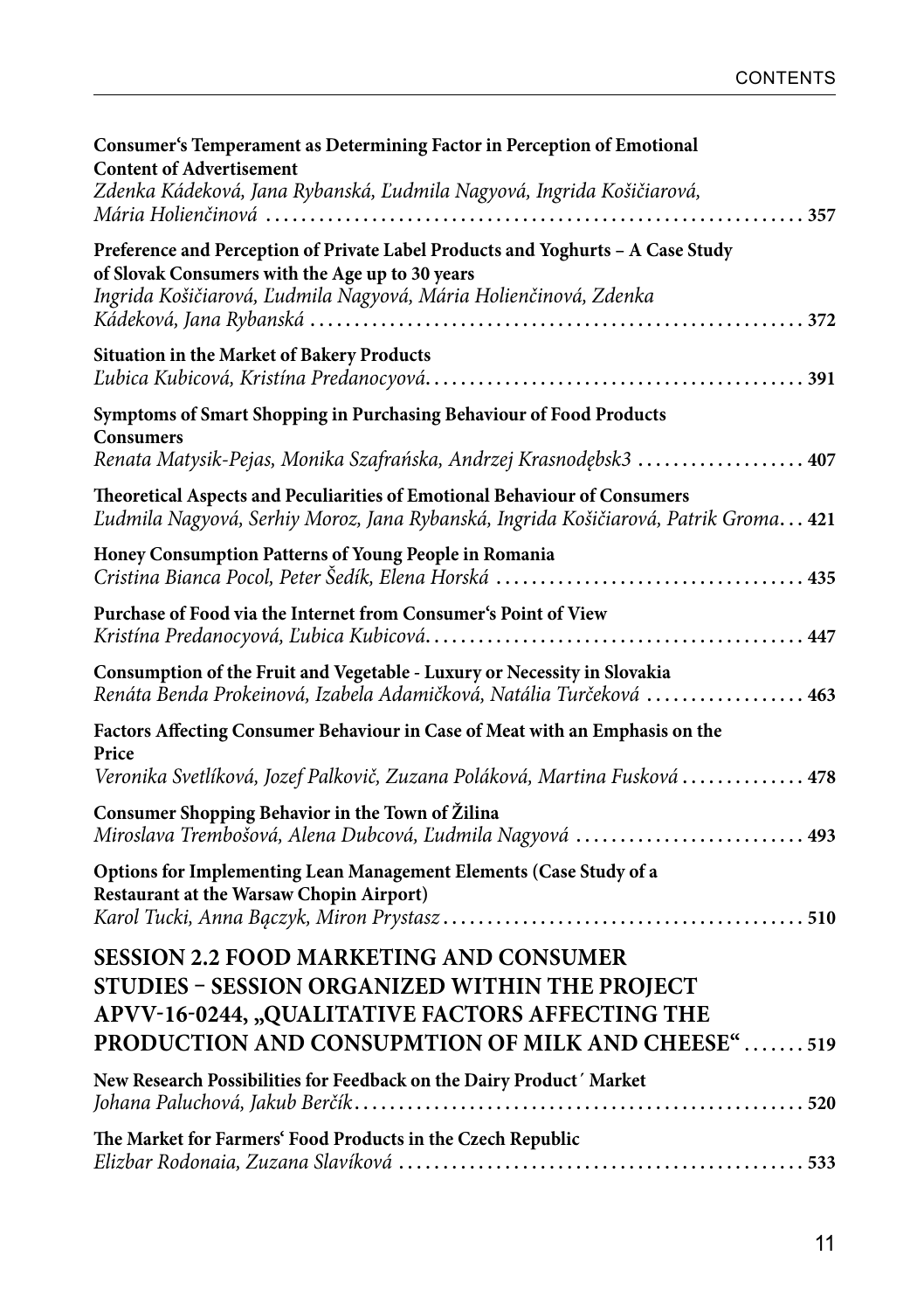**Consumer's Temperament as Determining Factor in Perception of Emotional Content of Advertisement**
*Zdenka Kádeková, Jana Rybanská, Ľudmila Nagyová, Ingrida Košičiarová, Mária Holienčinová* . . . . . . . . . . . . . . . . . . . . . . . . . . . . . . . . . . . . . . . . . . . . . . . . . . . . . . . . . . . . **357**

**Preference and Perception of Private Label Products and Yoghurts – A Case Study of Slovak Consumers with the Age up to 30 years**
*Ingrida Košičiarová, Ľudmila Nagyová, Mária Holienčinová, Zdenka Kádeková, Jana Rybanská* . . . . . . . . . . . . . . . . . . . . . . . . . . . . . . . . . . . . . . . . . . . . . . . . . . . . . . **372**

**Situation in the Market of Bakery Products**
*Ľubica Kubicová, Kristína Predanocyová*. . . . . . . . . . . . . . . . . . . . . . . . . . . . . . . . . . . . . . . . . . **391**

**Symptoms of Smart Shopping in Purchasing Behaviour of Food Products Consumers**
*Renata Matysik-Pejas, Monika Szafrańska, Andrzej Krasnodębsk3* . . . . . . . . . . . . . . . . . . . **407**

**Theoretical Aspects and Peculiarities of Emotional Behaviour of Consumers**
*Ľudmila Nagyová, Serhiy Moroz, Jana Rybanská, Ingrida Košičiarová, Patrik Groma*. . . **421**

**Honey Consumption Patterns of Young People in Romania**
*Cristina Bianca Pocol, Peter Šedík, Elena Horská* . . . . . . . . . . . . . . . . . . . . . . . . . . . . . . . . . . . **435**

**Purchase of Food via the Internet from Consumer's Point of View**
*Kristína Predanocyová, Ľubica Kubicová*. . . . . . . . . . . . . . . . . . . . . . . . . . . . . . . . . . . . . . . . . . **447**

**Consumption of the Fruit and Vegetable - Luxury or Necessity in Slovakia**
*Renáta Benda Prokeinová, Izabela Adamičková, Natália Turčeková* . . . . . . . . . . . . . . . . . . **463**

**Factors Affecting Consumer Behaviour in Case of Meat with an Emphasis on the Price**
*Veronika Svetlíková, Jozef Palkovič, Zuzana Poláková, Martina Fusková* . . . . . . . . . . . . . . **478**

**Consumer Shopping Behavior in the Town of Žilina**
*Miroslava Trembošová, Alena Dubcová, Ľudmila Nagyová* . . . . . . . . . . . . . . . . . . . . . . . . . . **493**

**Options for Implementing Lean Management Elements (Case Study of a Restaurant at the Warsaw Chopin Airport)**
*Karol Tucki, Anna Bączyk, Miron Prystasz* . . . . . . . . . . . . . . . . . . . . . . . . . . . . . . . . . . . . . . . . . **510**

## SESSION 2.2 FOOD MARKETING AND CONSUMER STUDIES – SESSION ORGANIZED WITHIN THE PROJECT APVV-16-0244, „QUALITATIVE FACTORS AFFECTING THE PRODUCTION AND CONSUPMTION OF MILK AND CHEESE" . . . . . . . 519

**New Research Possibilities for Feedback on the Dairy Product´ Market**
*Johana Paluchová, Jakub Berčík*. . . . . . . . . . . . . . . . . . . . . . . . . . . . . . . . . . . . . . . . . . . . . . . . . . . **520**

**The Market for Farmers' Food Products in the Czech Republic**
*Elizbar Rodonaia, Zuzana Slavíková* . . . . . . . . . . . . . . . . . . . . . . . . . . . . . . . . . . . . . . . . . . . . . . **533**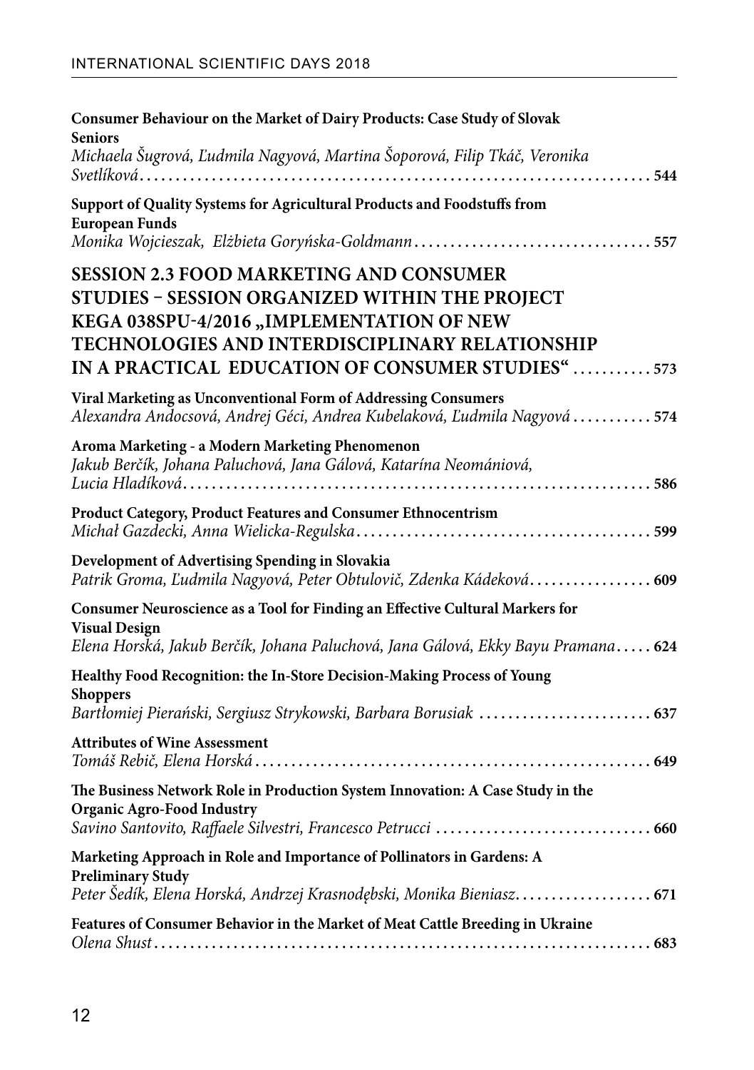**Consumer Behaviour on the Market of Dairy Products: Case Study of Slovak Seniors**
*Michaela Šugrová, Ľudmila Nagyová, Martina Šoporová, Filip Tkáč, Veronika Svetlíková* . . . . . . . . . . 544

**Support of Quality Systems for Agricultural Products and Foodstuffs from European Funds**
*Monika Wojcieszak, Elżbieta Goryńska-Goldmann* . . . . . . . . . . 557

## SESSION 2.3 FOOD MARKETING AND CONSUMER STUDIES – SESSION ORGANIZED WITHIN THE PROJECT KEGA 038SPU-4/2016 „IMPLEMENTATION OF NEW TECHNOLOGIES AND INTERDISCIPLINARY RELATIONSHIP IN A PRACTICAL EDUCATION OF CONSUMER STUDIES" . . . . . . . . . . 573

**Viral Marketing as Unconventional Form of Addressing Consumers**
*Alexandra Andocsová, Andrej Géci, Andrea Kubelaková, Ľudmila Nagyová* . . . . . . . . . . 574

**Aroma Marketing - a Modern Marketing Phenomenon**
*Jakub Berčík, Johana Paluchová, Jana Gálová, Katarína Neomániová, Lucia Hladíková* . . . . . . . . . . 586

**Product Category, Product Features and Consumer Ethnocentrism**
*Michał Gazdecki, Anna Wielicka-Regulska* . . . . . . . . . . 599

**Development of Advertising Spending in Slovakia**
*Patrik Groma, Ľudmila Nagyová, Peter Obtulovič, Zdenka Kádeková* . . . . . . . . . . 609

**Consumer Neuroscience as a Tool for Finding an Effective Cultural Markers for Visual Design**
*Elena Horská, Jakub Berčík, Johana Paluchová, Jana Gálová, Ekky Bayu Pramana* . . . . . 624

**Healthy Food Recognition: the In-Store Decision-Making Process of Young Shoppers**
*Bartłomiej Pierański, Sergiusz Strykowski, Barbara Borusiak* . . . . . . . . . . 637

**Attributes of Wine Assessment**
*Tomáš Rebič, Elena Horská* . . . . . . . . . . 649

**The Business Network Role in Production System Innovation: A Case Study in the Organic Agro-Food Industry**
*Savino Santovito, Raffaele Silvestri, Francesco Petrucci* . . . . . . . . . . 660

**Marketing Approach in Role and Importance of Pollinators in Gardens: A Preliminary Study**
*Peter Šedík, Elena Horská, Andrzej Krasnodębski, Monika Bieniasz* . . . . . . . . . . 671

**Features of Consumer Behavior in the Market of Meat Cattle Breeding in Ukraine**
*Olena Shust* . . . . . . . . . . 683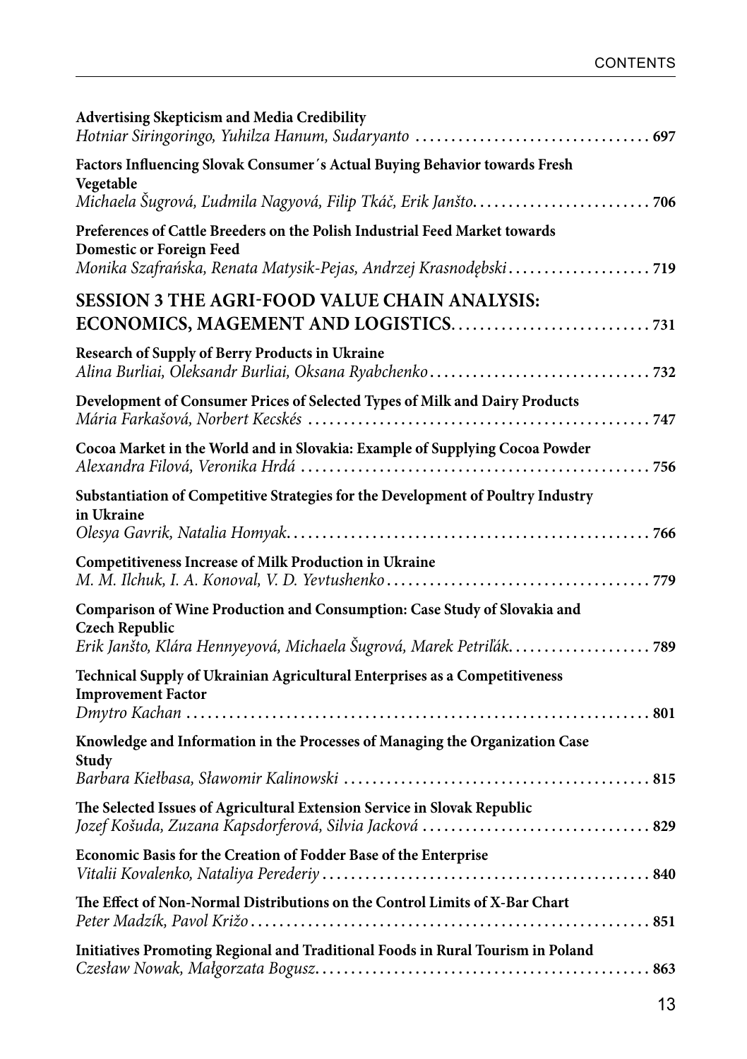**Advertising Skepticism and Media Credibility**
*Hotniar Siringoringo, Yuhilza Hanum, Sudaryanto* . . . . . . . . . . . . . . . . . . . . . . . . . . . . . . . . . **697**

**Factors Influencing Slovak Consumer´s Actual Buying Behavior towards Fresh Vegetable**
*Michaela Šugrová, Ľudmila Nagyová, Filip Tkáč, Erik Janšto* . . . . . . . . . . . . . . . . . . . . . . . . . **706**

**Preferences of Cattle Breeders on the Polish Industrial Feed Market towards Domestic or Foreign Feed**
*Monika Szafrańska, Renata Matysik-Pejas, Andrzej Krasnodębski* . . . . . . . . . . . . . . . . . . . . **719**

## SESSION 3 THE AGRI-FOOD VALUE CHAIN ANALYSIS: ECONOMICS, MAGEMENT AND LOGISTICS. . . . . . . . . . . . . . . . . . . . . . . . . . . . 731

**Research of Supply of Berry Products in Ukraine**
*Alina Burliai, Oleksandr Burliai, Oksana Ryabchenko* . . . . . . . . . . . . . . . . . . . . . . . . . . . . . . . **732**

**Development of Consumer Prices of Selected Types of Milk and Dairy Products**
*Mária Farkašová, Norbert Kecskés* . . . . . . . . . . . . . . . . . . . . . . . . . . . . . . . . . . . . . . . . . . . . . . . **747**

**Cocoa Market in the World and in Slovakia: Example of Supplying Cocoa Powder**
*Alexandra Filová, Veronika Hrdá* . . . . . . . . . . . . . . . . . . . . . . . . . . . . . . . . . . . . . . . . . . . . . . . . **756**

**Substantiation of Competitive Strategies for the Development of Poultry Industry in Ukraine**
*Olesya Gavrik, Natalia Homyak* . . . . . . . . . . . . . . . . . . . . . . . . . . . . . . . . . . . . . . . . . . . . . . . . . . **766**

**Competitiveness Increase of Milk Production in Ukraine**
*M. M. Ilchuk, I. A. Konoval, V. D. Yevtushenko* . . . . . . . . . . . . . . . . . . . . . . . . . . . . . . . . . . . . . **779**

**Comparison of Wine Production and Consumption: Case Study of Slovakia and Czech Republic**
*Erik Janšto, Klára Hennyeyová, Michaela Šugrová, Marek Petriľák* . . . . . . . . . . . . . . . . . . . . **789**

**Technical Supply of Ukrainian Agricultural Enterprises as a Competitiveness Improvement Factor**
*Dmytro Kachan* . . . . . . . . . . . . . . . . . . . . . . . . . . . . . . . . . . . . . . . . . . . . . . . . . . . . . . . . . . . . . . . . **801**

**Knowledge and Information in the Processes of Managing the Organization Case Study**
*Barbara Kiełbasa, Sławomir Kalinowski* . . . . . . . . . . . . . . . . . . . . . . . . . . . . . . . . . . . . . . . . . . . **815**

**The Selected Issues of Agricultural Extension Service in Slovak Republic**
*Jozef Košuda, Zuzana Kapsdorferová, Silvia Jacková* . . . . . . . . . . . . . . . . . . . . . . . . . . . . . . . . **829**

**Economic Basis for the Creation of Fodder Base of the Enterprise**
*Vitalii Kovalenko, Nataliya Perederiy* . . . . . . . . . . . . . . . . . . . . . . . . . . . . . . . . . . . . . . . . . . . . . **840**

**The Effect of Non-Normal Distributions on the Control Limits of X-Bar Chart**
*Peter Madzík, Pavol Križo* . . . . . . . . . . . . . . . . . . . . . . . . . . . . . . . . . . . . . . . . . . . . . . . . . . . . . . . **851**

**Initiatives Promoting Regional and Traditional Foods in Rural Tourism in Poland**
*Czesław Nowak, Małgorzata Bogusz* . . . . . . . . . . . . . . . . . . . . . . . . . . . . . . . . . . . . . . . . . . . . . . . **863**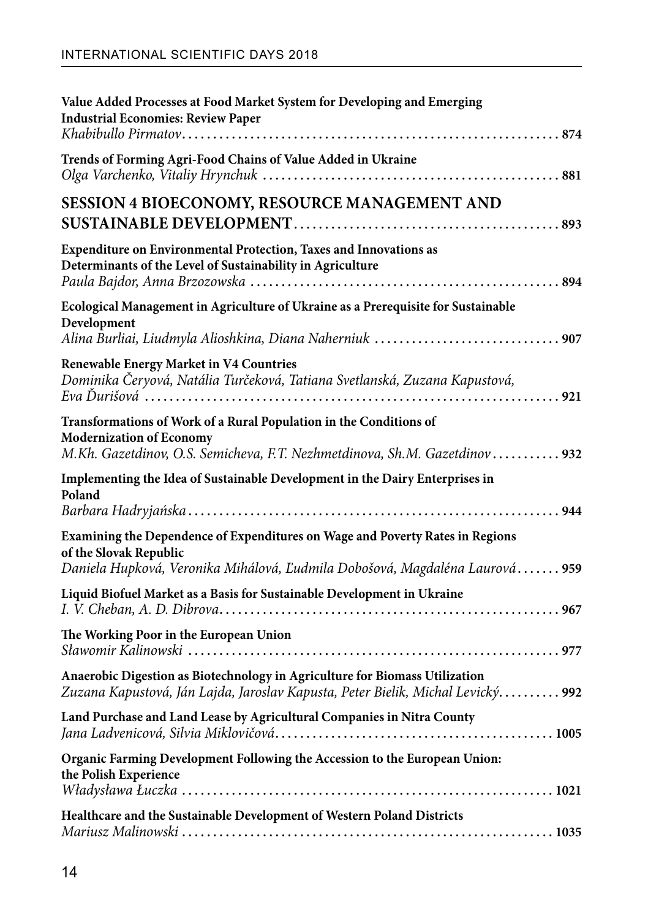**Value Added Processes at Food Market System for Developing and Emerging Industrial Economies: Review Paper**
*Khabibullo Pirmatov* . . . . . . . . . . . . . . . . . . . . . . . . . . . . . . . . . . . . . . . . . . . . . . . . . . . . . . . . . . . . . **874**

**Trends of Forming Agri-Food Chains of Value Added in Ukraine**
*Olga Varchenko, Vitaliy Hrynchuk* . . . . . . . . . . . . . . . . . . . . . . . . . . . . . . . . . . . . . . . . . . . . . . . . . **881**

## SESSION 4 BIOECONOMY, RESOURCE MANAGEMENT AND SUSTAINABLE DEVELOPMENT . . . . . . . . . . . . . . . . . . . . . . . . . . . . . . . . . . . . . . . . . . 893

**Expenditure on Environmental Protection, Taxes and Innovations as Determinants of the Level of Sustainability in Agriculture**
*Paula Bajdor, Anna Brzozowska* . . . . . . . . . . . . . . . . . . . . . . . . . . . . . . . . . . . . . . . . . . . . . . . . . . **894**

**Ecological Management in Agriculture of Ukraine as a Prerequisite for Sustainable Development**
*Alina Burliai, Liudmyla Alioshkina, Diana Naherniuk* . . . . . . . . . . . . . . . . . . . . . . . . . . . . . . **907**

**Renewable Energy Market in V4 Countries**
*Dominika Čeryová, Natália Turčeková, Tatiana Svetlanská, Zuzana Kapustová, Eva Ďurišová* . . . . . . . . . . . . . . . . . . . . . . . . . . . . . . . . . . . . . . . . . . . . . . . . . . . . . . . . . . . . . . . . . . . **921**

**Transformations of Work of a Rural Population in the Conditions of Modernization of Economy**
*M.Kh. Gazetdinov, O.S. Semicheva, F.T. Nezhmetdinova, Sh.M. Gazetdinov* . . . . . . . . . . . **932**

**Implementing the Idea of Sustainable Development in the Dairy Enterprises in Poland**
*Barbara Hadryjańska* . . . . . . . . . . . . . . . . . . . . . . . . . . . . . . . . . . . . . . . . . . . . . . . . . . . . . . . . . . . . **944**

**Examining the Dependence of Expenditures on Wage and Poverty Rates in Regions of the Slovak Republic**
*Daniela Hupková, Veronika Mihálová, Ľudmila Dobošová, Magdaléna Laurová* . . . . . . . **959**

**Liquid Biofuel Market as a Basis for Sustainable Development in Ukraine**
*I. V. Cheban, A. D. Dibrova* . . . . . . . . . . . . . . . . . . . . . . . . . . . . . . . . . . . . . . . . . . . . . . . . . . . . . . . **967**

**The Working Poor in the European Union**
*Sławomir Kalinowski* . . . . . . . . . . . . . . . . . . . . . . . . . . . . . . . . . . . . . . . . . . . . . . . . . . . . . . . . . . . . **977**

**Anaerobic Digestion as Biotechnology in Agriculture for Biomass Utilization**
*Zuzana Kapustová, Ján Lajda, Jaroslav Kapusta, Peter Bielik, Michal Levický* . . . . . . . . . . **992**

**Land Purchase and Land Lease by Agricultural Companies in Nitra County**
*Jana Ladvenicová, Silvia Miklovičová* . . . . . . . . . . . . . . . . . . . . . . . . . . . . . . . . . . . . . . . . . . . . . **1005**

**Organic Farming Development Following the Accession to the European Union: the Polish Experience**
*Władysława Łuczka* . . . . . . . . . . . . . . . . . . . . . . . . . . . . . . . . . . . . . . . . . . . . . . . . . . . . . . . . . . . . . **1021**

**Healthcare and the Sustainable Development of Western Poland Districts**
*Mariusz Malinowski* . . . . . . . . . . . . . . . . . . . . . . . . . . . . . . . . . . . . . . . . . . . . . . . . . . . . . . . . . . . . . **1035**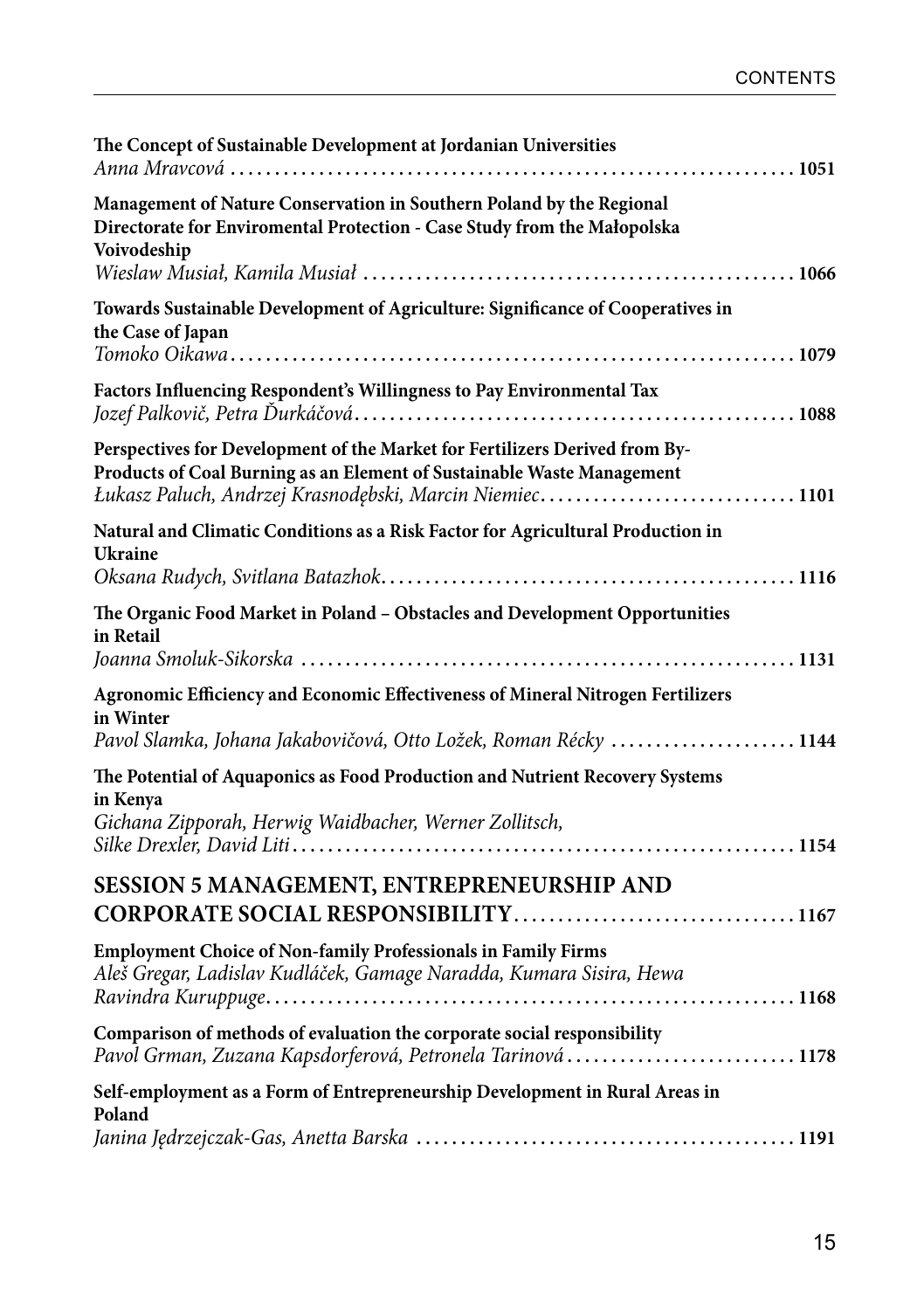**The Concept of Sustainable Development at Jordanian Universities**
*Anna Mravcová* ................................................................ **1051**

**Management of Nature Conservation in Southern Poland by the Regional Directorate for Enviromental Protection - Case Study from the Małopolska Voivodeship**
*Wieslaw Musiał, Kamila Musiał* ................................................ **1066**

**Towards Sustainable Development of Agriculture: Significance of Cooperatives in the Case of Japan**
*Tomoko Oikawa* ................................................................ **1079**

**Factors Influencing Respondent's Willingness to Pay Environmental Tax**
*Jozef Palkovič, Petra Ďurkáčová* ............................................... **1088**

**Perspectives for Development of the Market for Fertilizers Derived from By-Products of Coal Burning as an Element of Sustainable Waste Management**
*Łukasz Paluch, Andrzej Krasnodębski, Marcin Niemiec* ............................ **1101**

**Natural and Climatic Conditions as a Risk Factor for Agricultural Production in Ukraine**
*Oksana Rudych, Svitlana Batazhok* ............................................... **1116**

**The Organic Food Market in Poland – Obstacles and Development Opportunities in Retail**
*Joanna Smoluk-Sikorska* ........................................................ **1131**

**Agronomic Efficiency and Economic Effectiveness of Mineral Nitrogen Fertilizers in Winter**
*Pavol Slamka, Johana Jakabovičová, Otto Ložek, Roman Récky* ..................... **1144**

**The Potential of Aquaponics as Food Production and Nutrient Recovery Systems in Kenya**
*Gichana Zipporah, Herwig Waidbacher, Werner Zollitsch, Silke Drexler, David Liti* ........................................................ **1154**

## SESSION 5 MANAGEMENT, ENTREPRENEURSHIP AND CORPORATE SOCIAL RESPONSIBILITY ................................ 1167

**Employment Choice of Non-family Professionals in Family Firms**
*Aleš Gregar, Ladislav Kudláček, Gamage Naradda, Kumara Sisira, Hewa Ravindra Kuruppuge* ............................................................ **1168**

**Comparison of methods of evaluation the corporate social responsibility**
*Pavol Grman, Zuzana Kapsdorferová, Petronela Tarinová* .......................... **1178**

**Self-employment as a Form of Entrepreneurship Development in Rural Areas in Poland**
*Janina Jędrzejczak-Gas, Anetta Barska* .......................................... **1191**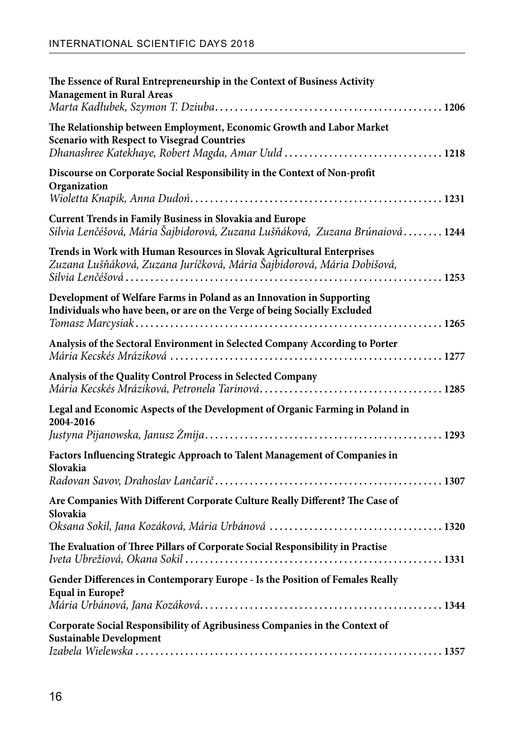**The Essence of Rural Entrepreneurship in the Context of Business Activity Management in Rural Areas**
*Marta Kadłubek, Szymon T. Dziuba* . . . . . . . . . . . . . . . . . . . . . . . . . . . . . . . . . . . . . . . . . . . . . **1206**

**The Relationship between Employment, Economic Growth and Labor Market Scenario with Respect to Visegrad Countries**
*Dhanashree Katekhaye, Robert Magda, Amar Uuld* . . . . . . . . . . . . . . . . . . . . . . . . . . . . . . . **1218**

**Discourse on Corporate Social Responsibility in the Context of Non-profit Organization**
*Wioletta Knapik, Anna Dudoń* . . . . . . . . . . . . . . . . . . . . . . . . . . . . . . . . . . . . . . . . . . . . . . . . . **1231**

**Current Trends in Family Business in Slovakia and Europe**
*Silvia Lenčéšová, Mária Šajbidorová, Zuzana Lušňáková, Zuzana Brúnaiová* . . . . . . . . **1244**

**Trends in Work with Human Resources in Slovak Agricultural Enterprises**
*Zuzana Lušňáková, Zuzana Juríčková, Mária Šajbidorová, Mária Dobišová, Silvia Lenčéšová* . . . . . . . . . . . . . . . . . . . . . . . . . . . . . . . . . . . . . . . . . . . . . . . . . . . . . . . . . . . . . . **1253**

**Development of Welfare Farms in Poland as an Innovation in Supporting Individuals who have been, or are on the Verge of being Socially Excluded**
*Tomasz Marcysiak* . . . . . . . . . . . . . . . . . . . . . . . . . . . . . . . . . . . . . . . . . . . . . . . . . . . . . . . . . . . **1265**

**Analysis of the Sectoral Environment in Selected Company According to Porter**
*Mária Kecskés Mráziková* . . . . . . . . . . . . . . . . . . . . . . . . . . . . . . . . . . . . . . . . . . . . . . . . . . . . . **1277**

**Analysis of the Quality Control Process in Selected Company**
*Mária Kecskés Mráziková, Petronela Tarinová* . . . . . . . . . . . . . . . . . . . . . . . . . . . . . . . . . . . . **1285**

**Legal and Economic Aspects of the Development of Organic Farming in Poland in 2004-2016**
*Justyna Pijanowska, Janusz Żmija* . . . . . . . . . . . . . . . . . . . . . . . . . . . . . . . . . . . . . . . . . . . . . . . **1293**

**Factors Influencing Strategic Approach to Talent Management of Companies in Slovakia**
*Radovan Savov, Drahoslav Lančarič* . . . . . . . . . . . . . . . . . . . . . . . . . . . . . . . . . . . . . . . . . . . . . **1307**

**Are Companies With Different Corporate Culture Really Different? The Case of Slovakia**
*Oksana Sokil, Jana Kozáková, Mária Urbánová* . . . . . . . . . . . . . . . . . . . . . . . . . . . . . . . . . . **1320**

**The Evaluation of Three Pillars of Corporate Social Responsibility in Practise**
*Iveta Ubrežiová, Okana Sokil* . . . . . . . . . . . . . . . . . . . . . . . . . . . . . . . . . . . . . . . . . . . . . . . . . . . **1331**

**Gender Differences in Contemporary Europe - Is the Position of Females Really Equal in Europe?**
*Mária Urbánová, Jana Kozáková* . . . . . . . . . . . . . . . . . . . . . . . . . . . . . . . . . . . . . . . . . . . . . . . . **1344**

**Corporate Social Responsibility of Agribusiness Companies in the Context of Sustainable Development**
*Izabela Wielewska* . . . . . . . . . . . . . . . . . . . . . . . . . . . . . . . . . . . . . . . . . . . . . . . . . . . . . . . . . . . . **1357**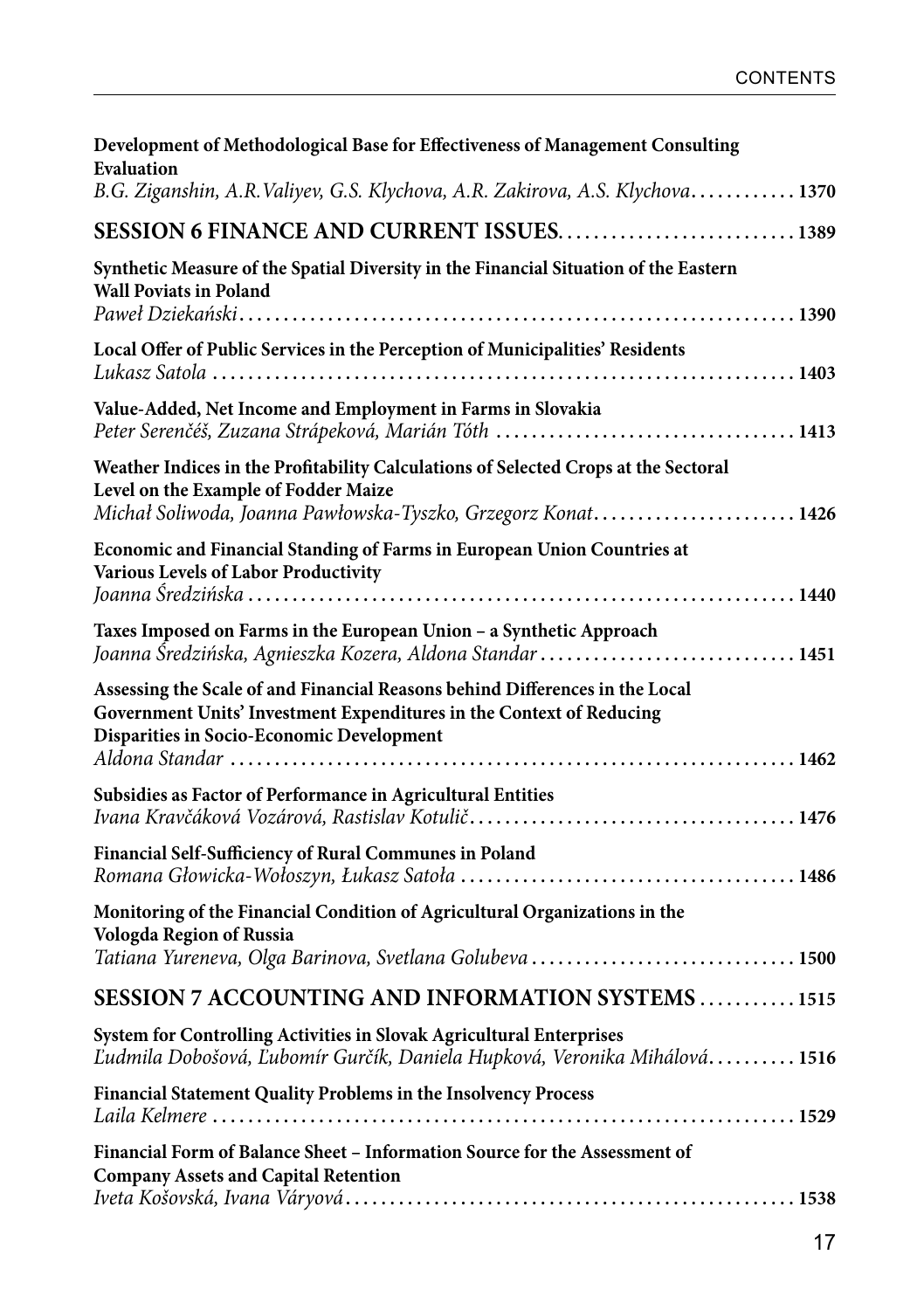**Development of Methodological Base for Effectiveness of Management Consulting Evaluation**
*B.G. Ziganshin, A.R.Valiyev, G.S. Klychova, A.R. Zakirova, A.S. Klychova* ............ **1370**

## SESSION 6 FINANCE AND CURRENT ISSUES ............ 1389

**Synthetic Measure of the Spatial Diversity in the Financial Situation of the Eastern Wall Poviats in Poland**
*Paweł Dziekański* ............ **1390**

**Local Offer of Public Services in the Perception of Municipalities' Residents**
*Lukasz Satola* ............ **1403**

**Value-Added, Net Income and Employment in Farms in Slovakia**
*Peter Serenčéš, Zuzana Strápeková, Marián Tóth* ............ **1413**

**Weather Indices in the Profitability Calculations of Selected Crops at the Sectoral Level on the Example of Fodder Maize**
*Michał Soliwoda, Joanna Pawłowska-Tyszko, Grzegorz Konat* ............ **1426**

**Economic and Financial Standing of Farms in European Union Countries at Various Levels of Labor Productivity**
*Joanna Średzińska* ............ **1440**

**Taxes Imposed on Farms in the European Union – a Synthetic Approach**
*Joanna Średzińska, Agnieszka Kozera, Aldona Standar* ............ **1451**

**Assessing the Scale of and Financial Reasons behind Differences in the Local Government Units' Investment Expenditures in the Context of Reducing Disparities in Socio-Economic Development**
*Aldona Standar* ............ **1462**

**Subsidies as Factor of Performance in Agricultural Entities**
*Ivana Kravčáková Vozárová, Rastislav Kotulič* ............ **1476**

**Financial Self-Sufficiency of Rural Communes in Poland**
*Romana Głowicka-Wołoszyn, Łukasz Satoła* ............ **1486**

**Monitoring of the Financial Condition of Agricultural Organizations in the Vologda Region of Russia**
*Tatiana Yureneva, Olga Barinova, Svetlana Golubeva* ............ **1500**

## SESSION 7 ACCOUNTING AND INFORMATION SYSTEMS ............ 1515

**System for Controlling Activities in Slovak Agricultural Enterprises**
*Ľudmila Dobošová, Ľubomír Gurčík, Daniela Hupková, Veronika Mihálová* ............ **1516**

**Financial Statement Quality Problems in the Insolvency Process**
*Laila Kelmere* ............ **1529**

**Financial Form of Balance Sheet – Information Source for the Assessment of Company Assets and Capital Retention**
*Iveta Košovská, Ivana Váryová* ............ **1538**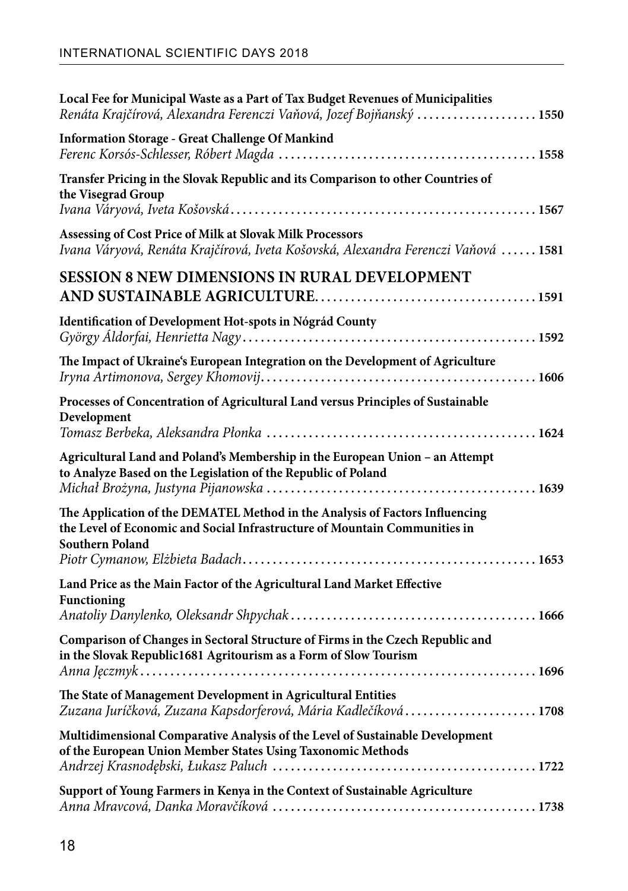**Local Fee for Municipal Waste as a Part of Tax Budget Revenues of Municipalities**
*Renáta Krajčírová, Alexandra Ferenczi Vaňová, Jozef Bojňanský* .................... **1550**

**Information Storage - Great Challenge Of Mankind**
*Ferenc Korsós-Schlesser, Róbert Magda* .......................................... **1558**

**Transfer Pricing in the Slovak Republic and its Comparison to other Countries of the Visegrad Group**
*Ivana Váryová, Iveta Košovská* .................................................. **1567**

**Assessing of Cost Price of Milk at Slovak Milk Processors**
*Ivana Váryová, Renáta Krajčírová, Iveta Košovská, Alexandra Ferenczi Vaňová* ...... **1581**

## SESSION 8 NEW DIMENSIONS IN RURAL DEVELOPMENT AND SUSTAINABLE AGRICULTURE.................................... 1591

**Identification of Development Hot-spots in Nógrád County**
*György Áldorfai, Henrietta Nagy* ................................................ **1592**

**The Impact of Ukraine's European Integration on the Development of Agriculture**
*Iryna Artimonova, Sergey Khomovij* .............................................. **1606**

**Processes of Concentration of Agricultural Land versus Principles of Sustainable Development**
*Tomasz Berbeka, Aleksandra Płonka* ............................................. **1624**

**Agricultural Land and Poland's Membership in the European Union – an Attempt to Analyze Based on the Legislation of the Republic of Poland**
*Michał Brożyna, Justyna Pijanowska* ............................................. **1639**

**The Application of the DEMATEL Method in the Analysis of Factors Influencing the Level of Economic and Social Infrastructure of Mountain Communities in Southern Poland**
*Piotr Cymanow, Elżbieta Badach* ................................................. **1653**

**Land Price as the Main Factor of the Agricultural Land Market Effective Functioning**
*Anatoliy Danylenko, Oleksandr Shpychak* .......................................... **1666**

**Comparison of Changes in Sectoral Structure of Firms in the Czech Republic and in the Slovak Republic1681 Agritourism as a Form of Slow Tourism**
*Anna Jęczmyk* .................................................................. **1696**

**The State of Management Development in Agricultural Entities**
*Zuzana Juríčková, Zuzana Kapsdorferová, Mária Kadlečíková* ...................... **1708**

**Multidimensional Comparative Analysis of the Level of Sustainable Development of the European Union Member States Using Taxonomic Methods**
*Andrzej Krasnodębski, Łukasz Paluch* ............................................ **1722**

**Support of Young Farmers in Kenya in the Context of Sustainable Agriculture**
*Anna Mravcová, Danka Moravčíková* ............................................. **1738**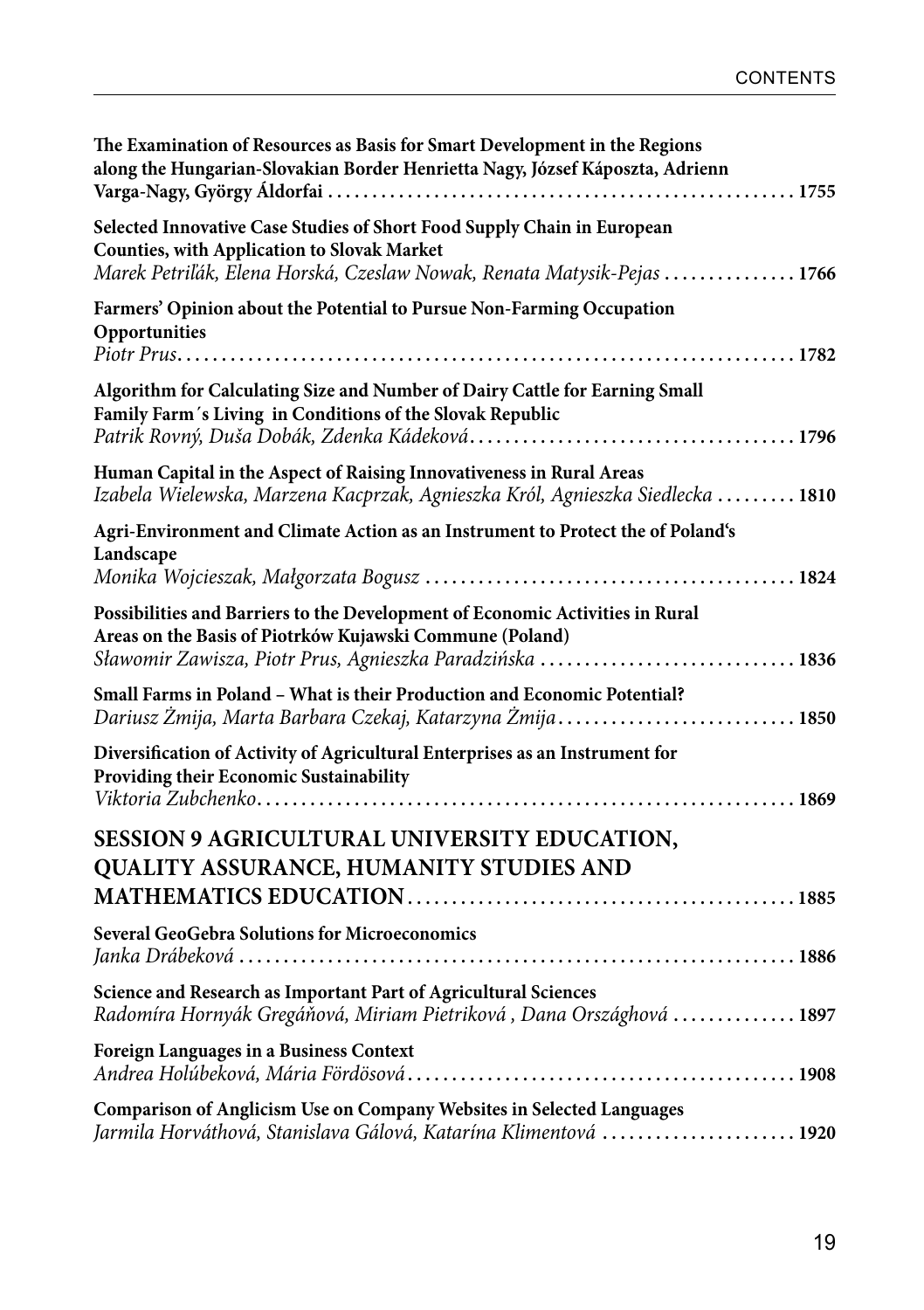**The Examination of Resources as Basis for Smart Development in the Regions along the Hungarian-Slovakian Border Henrietta Nagy, József Káposzta, Adrienn Varga-Nagy, György Áldorfai** ........ **1755**

**Selected Innovative Case Studies of Short Food Supply Chain in European Counties, with Application to Slovak Market**
*Marek Petriľák, Elena Horská, Czeslaw Nowak, Renata Matysik-Pejas* ........ **1766**

**Farmers' Opinion about the Potential to Pursue Non-Farming Occupation Opportunities**
*Piotr Prus* ........ **1782**

**Algorithm for Calculating Size and Number of Dairy Cattle for Earning Small Family Farm´s Living in Conditions of the Slovak Republic**
*Patrik Rovný, Duša Dobák, Zdenka Kádeková* ........ **1796**

**Human Capital in the Aspect of Raising Innovativeness in Rural Areas**
*Izabela Wielewska, Marzena Kacprzak, Agnieszka Król, Agnieszka Siedlecka* ........ **1810**

**Agri-Environment and Climate Action as an Instrument to Protect the of Poland's Landscape**
*Monika Wojcieszak, Małgorzata Bogusz* ........ **1824**

**Possibilities and Barriers to the Development of Economic Activities in Rural Areas on the Basis of Piotrków Kujawski Commune (Poland)**
*Sławomir Zawisza, Piotr Prus, Agnieszka Paradzińska* ........ **1836**

**Small Farms in Poland – What is their Production and Economic Potential?**
*Dariusz Żmija, Marta Barbara Czekaj, Katarzyna Żmija* ........ **1850**

**Diversification of Activity of Agricultural Enterprises as an Instrument for Providing their Economic Sustainability**
*Viktoria Zubchenko* ........ **1869**

## SESSION 9 AGRICULTURAL UNIVERSITY EDUCATION, QUALITY ASSURANCE, HUMANITY STUDIES AND MATHEMATICS EDUCATION ........ 1885

**Several GeoGebra Solutions for Microeconomics**
*Janka Drábeková* ........ **1886**

**Science and Research as Important Part of Agricultural Sciences**
*Radomíra Hornyák Gregáňová, Miriam Pietriková , Dana Országhová* ........ **1897**

**Foreign Languages in a Business Context**
*Andrea Holúbeková, Mária Fördösová* ........ **1908**

**Comparison of Anglicism Use on Company Websites in Selected Languages**
*Jarmila Horváthová, Stanislava Gálová, Katarína Klimentová* ........ **1920**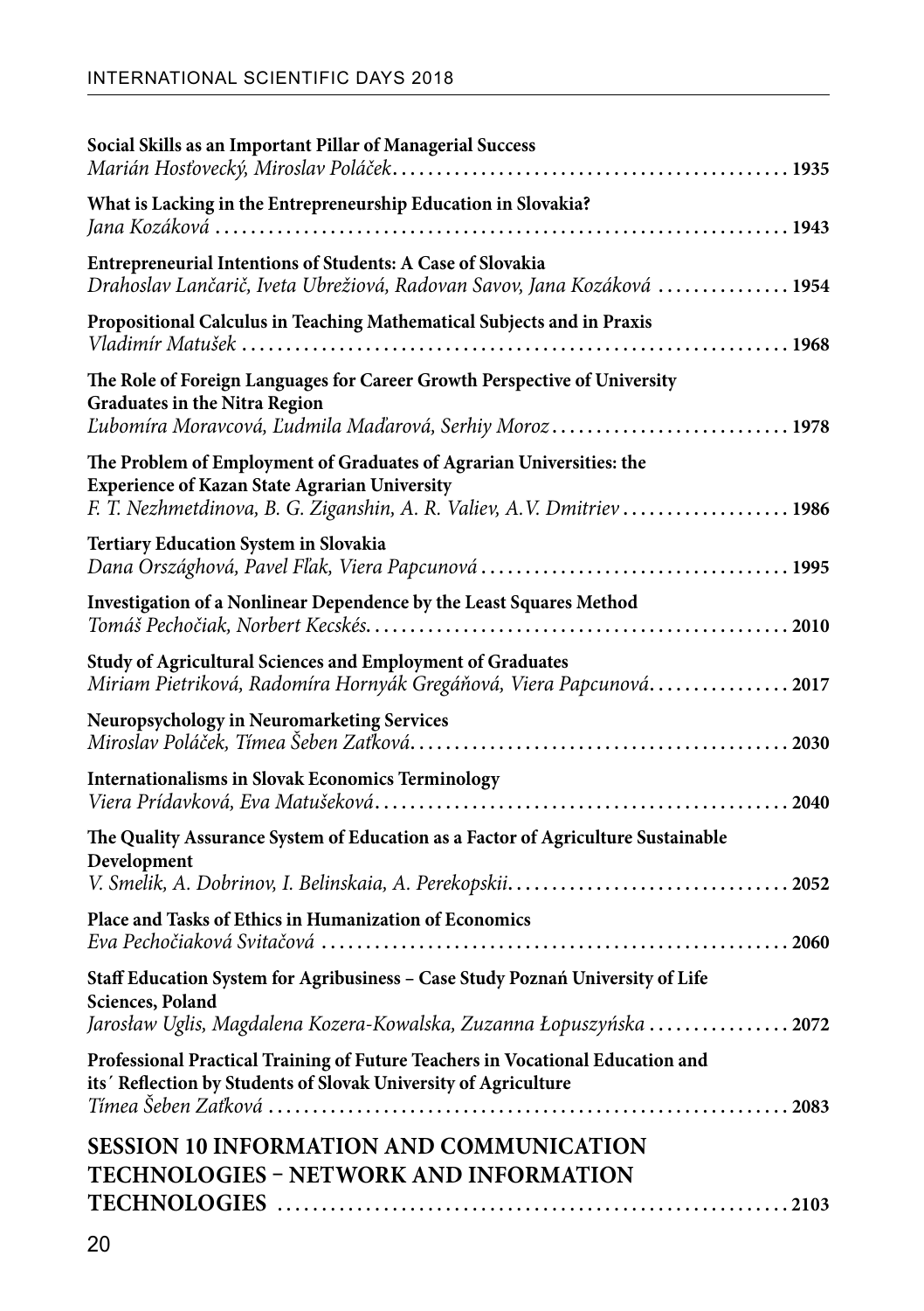**Social Skills as an Important Pillar of Managerial Success**
*Marián Hosťovecký, Miroslav Poláček* ............................................. **1935**

**What is Lacking in the Entrepreneurship Education in Slovakia?**
*Jana Kozáková* ............................................. **1943**

**Entrepreneurial Intentions of Students: A Case of Slovakia**
*Drahoslav Lančarič, Iveta Ubrežiová, Radovan Savov, Jana Kozáková* ............... **1954**

**Propositional Calculus in Teaching Mathematical Subjects and in Praxis**
*Vladimír Matušek* ............................................. **1968**

**The Role of Foreign Languages for Career Growth Perspective of University Graduates in the Nitra Region**
*Ľubomíra Moravcová, Ľudmila Maďarová, Serhiy Moroz* ............................ **1978**

**The Problem of Employment of Graduates of Agrarian Universities: the Experience of Kazan State Agrarian University**
*F. T. Nezhmetdinova, B. G. Ziganshin, A. R. Valiev, A.V. Dmitriev* ................... **1986**

**Tertiary Education System in Slovakia**
*Dana Országhová, Pavel Fľak, Viera Papcunová* .................................... **1995**

**Investigation of a Nonlinear Dependence by the Least Squares Method**
*Tomáš Pechočiak, Norbert Kecskés* ............................................. **2010**

**Study of Agricultural Sciences and Employment of Graduates**
*Miriam Pietriková, Radomíra Hornyák Gregáňová, Viera Papcunová* ................ **2017**

**Neuropsychology in Neuromarketing Services**
*Miroslav Poláček, Tímea Šeben Zaťková* ............................................. **2030**

**Internationalisms in Slovak Economics Terminology**
*Viera Prídavková, Eva Matušeková* ............................................. **2040**

**The Quality Assurance System of Education as a Factor of Agriculture Sustainable Development**
*V. Smelik, A. Dobrinov, I. Belinskaia, A. Perekopskii* ................................ **2052**

**Place and Tasks of Ethics in Humanization of Economics**
*Eva Pechočiaková Svitačová* ............................................. **2060**

**Staff Education System for Agribusiness – Case Study Poznań University of Life Sciences, Poland**
*Jarosław Uglis, Magdalena Kozera-Kowalska, Zuzanna Łopuszyńska* ................ **2072**

**Professional Practical Training of Future Teachers in Vocational Education and its´ Reflection by Students of Slovak University of Agriculture**
*Tímea Šeben Zaťková* ............................................. **2083**

## SESSION 10 INFORMATION AND COMMUNICATION TECHNOLOGIES – NETWORK AND INFORMATION TECHNOLOGIES ............................................. 2103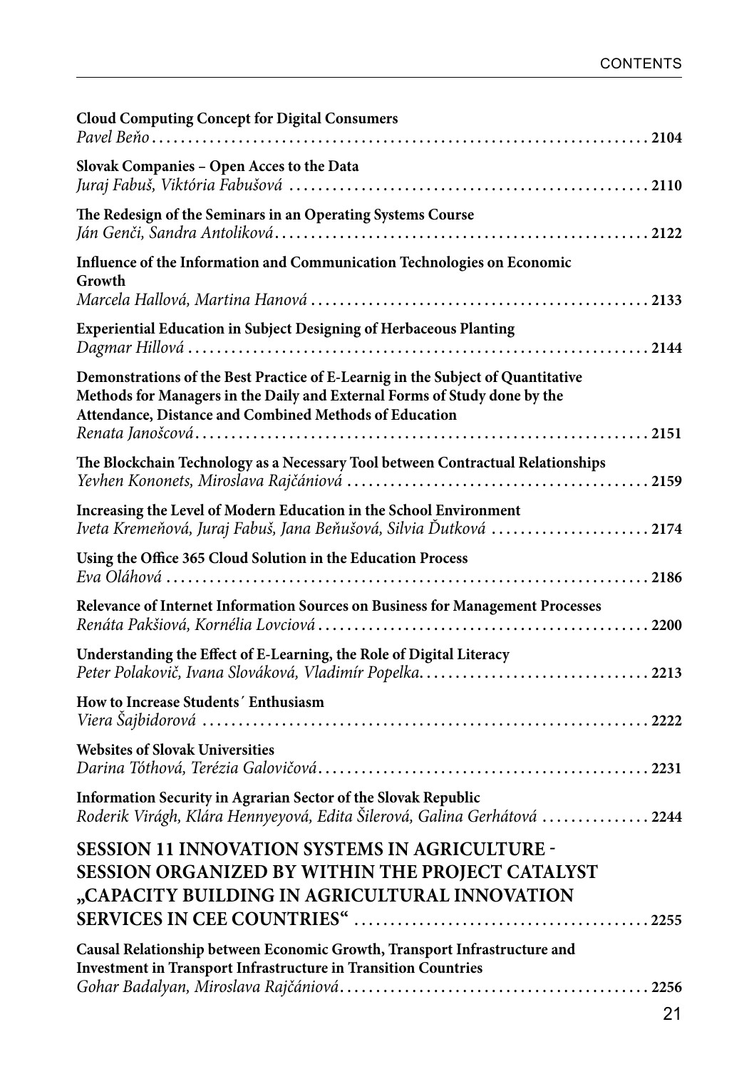**Cloud Computing Concept for Digital Consumers**
*Pavel Beňo* . . . . . . . . . . . . . . . . . . . . . . . . . . . . . . . . . . . . . . . . . . . . . . . . . . . . . . . . . . . . . . . . . . . . **2104**

**Slovak Companies – Open Acces to the Data**
*Juraj Fabuš, Viktória Fabušová* . . . . . . . . . . . . . . . . . . . . . . . . . . . . . . . . . . . . . . . . . . . . . . . . . **2110**

**The Redesign of the Seminars in an Operating Systems Course**
*Ján Genči, Sandra Antoliková* . . . . . . . . . . . . . . . . . . . . . . . . . . . . . . . . . . . . . . . . . . . . . . . . . . . **2122**

**Influence of the Information and Communication Technologies on Economic Growth**
*Marcela Hallová, Martina Hanová* . . . . . . . . . . . . . . . . . . . . . . . . . . . . . . . . . . . . . . . . . . . . . . **2133**

**Experiential Education in Subject Designing of Herbaceous Planting**
*Dagmar Hillová* . . . . . . . . . . . . . . . . . . . . . . . . . . . . . . . . . . . . . . . . . . . . . . . . . . . . . . . . . . . . . . . **2144**

**Demonstrations of the Best Practice of E-Learnig in the Subject of Quantitative Methods for Managers in the Daily and External Forms of Study done by the Attendance, Distance and Combined Methods of Education**
*Renata Janošcová* . . . . . . . . . . . . . . . . . . . . . . . . . . . . . . . . . . . . . . . . . . . . . . . . . . . . . . . . . . . . . **2151**

**The Blockchain Technology as a Necessary Tool between Contractual Relationships**
*Yevhen Kononets, Miroslava Rajčániová* . . . . . . . . . . . . . . . . . . . . . . . . . . . . . . . . . . . . . . . . . . **2159**

**Increasing the Level of Modern Education in the School Environment**
*Iveta Kremeňová, Juraj Fabuš, Jana Beňušová, Silvia Ďutková* . . . . . . . . . . . . . . . . . . . . . . **2174**

**Using the Office 365 Cloud Solution in the Education Process**
*Eva Oláhová* . . . . . . . . . . . . . . . . . . . . . . . . . . . . . . . . . . . . . . . . . . . . . . . . . . . . . . . . . . . . . . . . . . **2186**

**Relevance of Internet Information Sources on Business for Management Processes**
*Renáta Pakšiová, Kornélia Lovciová* . . . . . . . . . . . . . . . . . . . . . . . . . . . . . . . . . . . . . . . . . . . . . **2200**

**Understanding the Effect of E-Learning, the Role of Digital Literacy**
*Peter Polakovič, Ivana Slováková, Vladimír Popelka* . . . . . . . . . . . . . . . . . . . . . . . . . . . . . . . . **2213**

**How to Increase Students´ Enthusiasm**
*Viera Šajbidorová* . . . . . . . . . . . . . . . . . . . . . . . . . . . . . . . . . . . . . . . . . . . . . . . . . . . . . . . . . . . . . **2222**

**Websites of Slovak Universities**
*Darina Tóthová, Terézia Galovičová* . . . . . . . . . . . . . . . . . . . . . . . . . . . . . . . . . . . . . . . . . . . . . **2231**

**Information Security in Agrarian Sector of the Slovak Republic**
*Roderik Virágh, Klára Hennyeyová, Edita Šilerová, Galina Gerhátová* . . . . . . . . . . . . . . . **2244**

## SESSION 11 INNOVATION SYSTEMS IN AGRICULTURE - SESSION ORGANIZED BY WITHIN THE PROJECT CATALYST „CAPACITY BUILDING IN AGRICULTURAL INNOVATION SERVICES IN CEE COUNTRIES“ . . . . . . . . . . . . . . . . . . . . . . . . . . . . . . . . . . . . . . . 2255

**Causal Relationship between Economic Growth, Transport Infrastructure and Investment in Transport Infrastructure in Transition Countries**
*Gohar Badalyan, Miroslava Rajčániová* . . . . . . . . . . . . . . . . . . . . . . . . . . . . . . . . . . . . . . . . . . . **2256**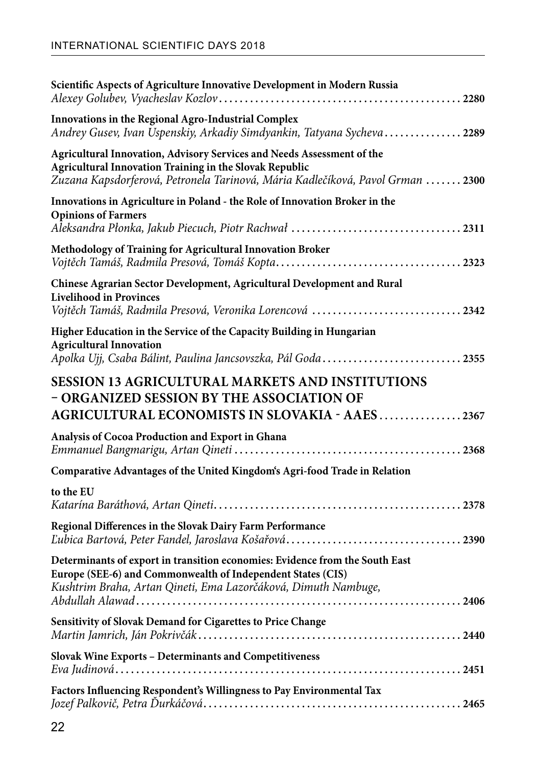**Scientific Aspects of Agriculture Innovative Development in Modern Russia**
*Alexey Golubev, Vyacheslav Kozlov* . . . . . . . . . . **2280**

**Innovations in the Regional Agro-Industrial Complex**
*Andrey Gusev, Ivan Uspenskiy, Arkadiy Simdyankin, Tatyana Sycheva* . . . . . . . . . . **2289**

**Agricultural Innovation, Advisory Services and Needs Assessment of the Agricultural Innovation Training in the Slovak Republic**
*Zuzana Kapsdorferová, Petronela Tarinová, Mária Kadlečíková, Pavol Grman* . . . . . . . . . . **2300**

**Innovations in Agriculture in Poland - the Role of Innovation Broker in the Opinions of Farmers**
*Aleksandra Płonka, Jakub Piecuch, Piotr Rachwał* . . . . . . . . . . **2311**

**Methodology of Training for Agricultural Innovation Broker**
*Vojtěch Tamáš, Radmila Presová, Tomáš Kopta* . . . . . . . . . . **2323**

**Chinese Agrarian Sector Development, Agricultural Development and Rural Livelihood in Provinces**
*Vojtěch Tamáš, Radmila Presová, Veronika Lorencová* . . . . . . . . . . **2342**

**Higher Education in the Service of the Capacity Building in Hungarian Agricultural Innovation**
*Apolka Ujj, Csaba Bálint, Paulina Jancsovszka, Pál Goda* . . . . . . . . . . **2355**

## SESSION 13 AGRICULTURAL MARKETS AND INSTITUTIONS – ORGANIZED SESSION BY THE ASSOCIATION OF AGRICULTURAL ECONOMISTS IN SLOVAKIA - AAES . . . . . . . . . . 2367

**Analysis of Cocoa Production and Export in Ghana**
*Emmanuel Bangmarigu, Artan Qineti* . . . . . . . . . . **2368**

**Comparative Advantages of the United Kingdom's Agri-food Trade in Relation to the EU**
*Katarína Baráthová, Artan Qineti* . . . . . . . . . . **2378**

**Regional Differences in the Slovak Dairy Farm Performance**
*Ľubica Bartová, Peter Fandel, Jaroslava Košařová* . . . . . . . . . . **2390**

**Determinants of export in transition economies: Evidence from the South East Europe (SEE-6) and Commonwealth of Independent States (CIS)**
*Kushtrim Braha, Artan Qineti, Ema Lazorčáková, Dimuth Nambuge, Abdullah Alawad* . . . . . . . . . . **2406**

**Sensitivity of Slovak Demand for Cigarettes to Price Change**
*Martin Jamrich, Ján Pokrivčák* . . . . . . . . . . **2440**

**Slovak Wine Exports – Determinants and Competitiveness**
*Eva Judinová* . . . . . . . . . . **2451**

**Factors Influencing Respondent's Willingness to Pay Environmental Tax**
*Jozef Palkovič, Petra Ďurkáčová* . . . . . . . . . . **2465**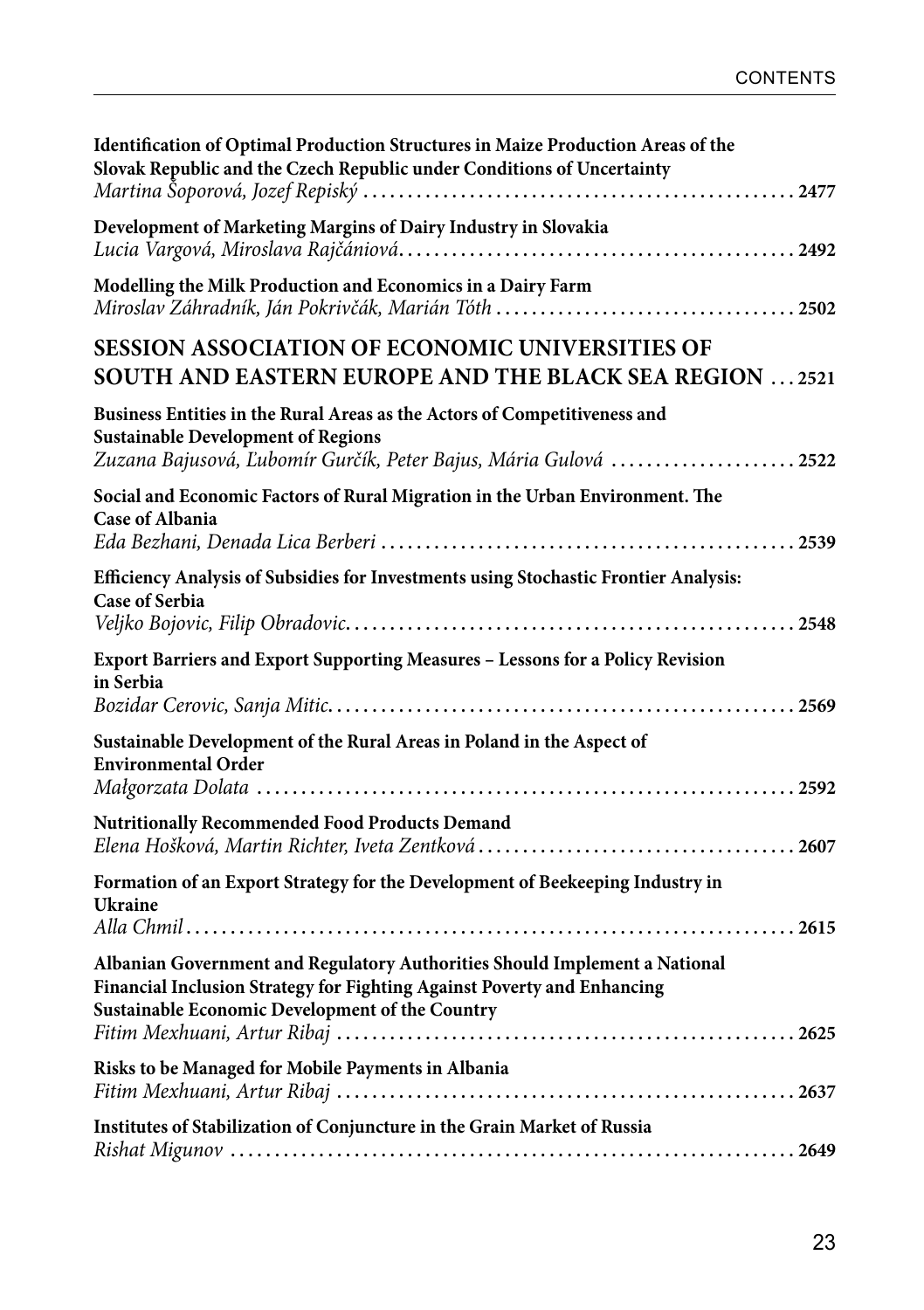**Identification of Optimal Production Structures in Maize Production Areas of the Slovak Republic and the Czech Republic under Conditions of Uncertainty**
*Martina Šoporová, Jozef Repiský* ..... 2477

**Development of Marketing Margins of Dairy Industry in Slovakia**
*Lucia Vargová, Miroslava Rajčániová* ..... 2492

**Modelling the Milk Production and Economics in a Dairy Farm**
*Miroslav Záhradník, Ján Pokrivčák, Marián Tóth* ..... 2502

## SESSION ASSOCIATION OF ECONOMIC UNIVERSITIES OF SOUTH AND EASTERN EUROPE AND THE BLACK SEA REGION ... 2521

**Business Entities in the Rural Areas as the Actors of Competitiveness and Sustainable Development of Regions**
*Zuzana Bajusová, Ľubomír Gurčík, Peter Bajus, Mária Gulová* ..... 2522

**Social and Economic Factors of Rural Migration in the Urban Environment. The Case of Albania**
*Eda Bezhani, Denada Lica Berberi* ..... 2539

**Efficiency Analysis of Subsidies for Investments using Stochastic Frontier Analysis: Case of Serbia**
*Veljko Bojovic, Filip Obradovic* ..... 2548

**Export Barriers and Export Supporting Measures – Lessons for a Policy Revision in Serbia**
*Bozidar Cerovic, Sanja Mitic* ..... 2569

**Sustainable Development of the Rural Areas in Poland in the Aspect of Environmental Order**
*Małgorzata Dolata* ..... 2592

**Nutritionally Recommended Food Products Demand**
*Elena Hošková, Martin Richter, Iveta Zentková* ..... 2607

**Formation of an Export Strategy for the Development of Beekeeping Industry in Ukraine**
*Alla Chmil* ..... 2615

**Albanian Government and Regulatory Authorities Should Implement a National Financial Inclusion Strategy for Fighting Against Poverty and Enhancing Sustainable Economic Development of the Country**
*Fitim Mexhuani, Artur Ribaj* ..... 2625

**Risks to be Managed for Mobile Payments in Albania**
*Fitim Mexhuani, Artur Ribaj* ..... 2637

**Institutes of Stabilization of Conjuncture in the Grain Market of Russia**
*Rishat Migunov* ..... 2649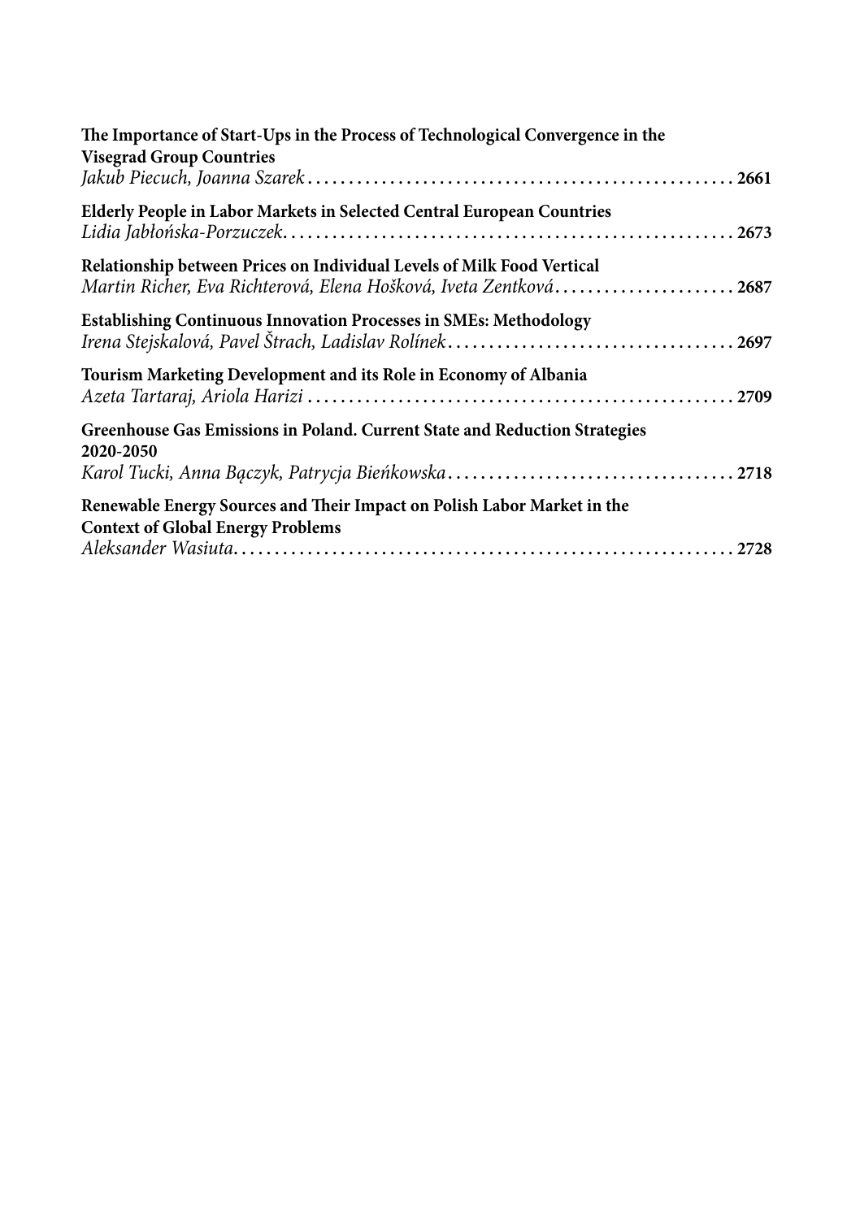**The Importance of Start-Ups in the Process of Technological Convergence in the Visegrad Group Countries**
*Jakub Piecuch, Joanna Szarek* ........................................................ **2661**

**Elderly People in Labor Markets in Selected Central European Countries**
*Lidia Jabłońska-Porzuczek* ........................................................ **2673**

**Relationship between Prices on Individual Levels of Milk Food Vertical**
*Martin Richer, Eva Richterová, Elena Hošková, Iveta Zentková* ........................ **2687**

**Establishing Continuous Innovation Processes in SMEs: Methodology**
*Irena Stejskalová, Pavel Štrach, Ladislav Rolínek* ........................................ **2697**

**Tourism Marketing Development and its Role in Economy of Albania**
*Azeta Tartaraj, Ariola Harizi* ........................................................ **2709**

**Greenhouse Gas Emissions in Poland. Current State and Reduction Strategies 2020-2050**
*Karol Tucki, Anna Bączyk, Patrycja Bieńkowska* ........................................ **2718**

**Renewable Energy Sources and Their Impact on Polish Labor Market in the Context of Global Energy Problems**
*Aleksander Wasiuta* ........................................................ **2728**